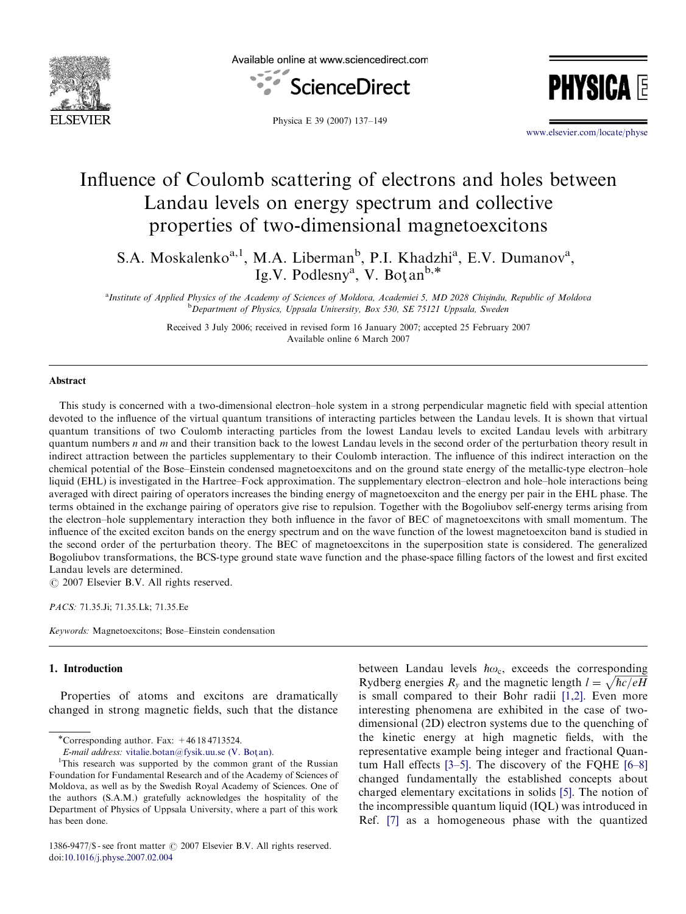# Influence of Coulomb scattering of electrons and holes between Landau levels on energy spectrum and collective properties of two-dimensional magnetoexcitons

S.A. Moskalenko[a,1], M.A. Liberman[b], P.I. Khadzhi[a], E.V. Dumanov[a], Ig.V. Podlesny[a], V. Boţan[b,*]

[a] Institute of Applied Physics of the Academy of Sciences of Moldova, Academiei 5, MD 2028 Chişinău, Republic of Moldova
[b] Department of Physics, Uppsala University, Box 530, SE 75121 Uppsala, Sweden

Received 3 July 2006; received in revised form 16 January 2007; accepted 25 February 2007
Available online 6 March 2007

## Abstract

This study is concerned with a two-dimensional electron–hole system in a strong perpendicular magnetic field with special attention devoted to the influence of the virtual quantum transitions of interacting particles between the Landau levels. It is shown that virtual quantum transitions of two Coulomb interacting particles from the lowest Landau levels to excited Landau levels with arbitrary quantum numbers $n$ and $m$ and their transition back to the lowest Landau levels in the second order of the perturbation theory result in indirect attraction between the particles supplementary to their Coulomb interaction. The influence of this indirect interaction on the chemical potential of the Bose–Einstein condensed magnetoexcitons and on the ground state energy of the metallic-type electron–hole liquid (EHL) is investigated in the Hartree–Fock approximation. The supplementary electron–electron and hole–hole interactions being averaged with direct pairing of operators increases the binding energy of magnetoexciton and the energy per pair in the EHL phase. The terms obtained in the exchange pairing of operators give rise to repulsion. Together with the Bogoliubov self-energy terms arising from the electron–hole supplementary interaction they both influence in the favor of BEC of magnetoexcitons with small momentum. The influence of the excited exciton bands on the energy spectrum and on the wave function of the lowest magnetoexciton band is studied in the second order of the perturbation theory. The BEC of magnetoexcitons in the superposition state is considered. The generalized Bogoliubov transformations, the BCS-type ground state wave function and the phase-space filling factors of the lowest and first excited Landau levels are determined.

© 2007 Elsevier B.V. All rights reserved.

*PACS:* 71.35.Ji; 71.35.Lk; 71.35.Ee

*Keywords:* Magnetoexcitons; Bose–Einstein condensation

## 1. Introduction

Properties of atoms and excitons are dramatically changed in strong magnetic fields, such that the distance between Landau levels $\hbar\omega_c$, exceeds the corresponding Rydberg energies $R_y$ and the magnetic length $l = \sqrt{\hbar c/eH}$ is small compared to their Bohr radii [1,2]. Even more interesting phenomena are exhibited in the case of two-dimensional (2D) electron systems due to the quenching of the kinetic energy at high magnetic fields, with the representative example being integer and fractional Quantum Hall effects [3–5]. The discovery of the FQHE [6–8] changed fundamentally the established concepts about charged elementary excitations in solids [5]. The notion of the incompressible quantum liquid (IQL) was introduced in Ref. [7] as a homogeneous phase with the quantized

---

*Corresponding author. Fax: +46 18 4713524.
*E-mail address:* vitalie.botan@fysik.uu.se (V. Boţan).

[1] This research was supported by the common grant of the Russian Foundation for Fundamental Research and of the Academy of Sciences of Moldova, as well as by the Swedish Royal Academy of Sciences. One of the authors (S.A.M.) gratefully acknowledges the hospitality of the Department of Physics of Uppsala University, where a part of this work has been done.

1386-9477/$ - see front matter © 2007 Elsevier B.V. All rights reserved.
doi:10.1016/j.physe.2007.02.004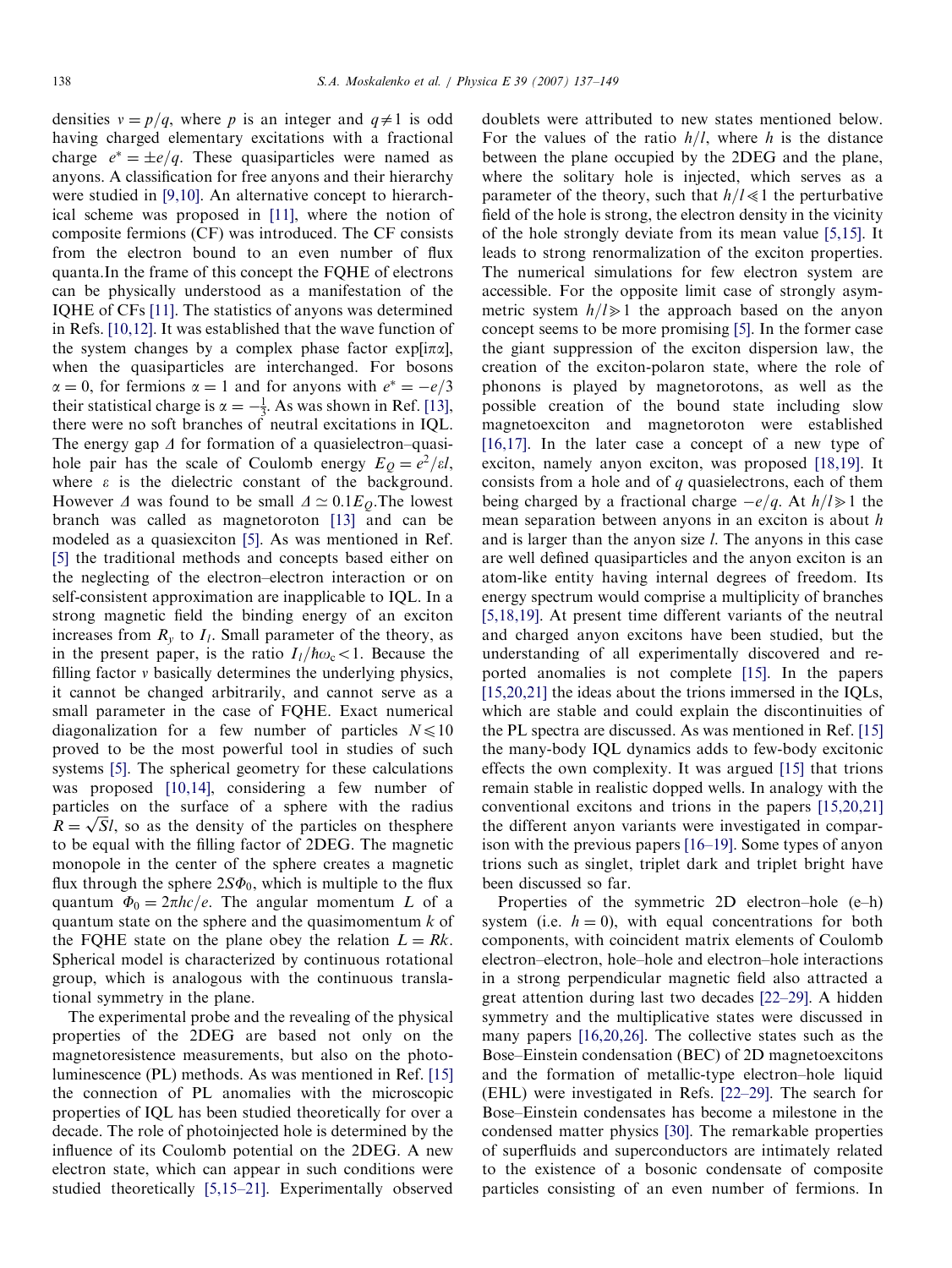densities $\nu = p/q$, where $p$ is an integer and $q \neq 1$ is odd having charged elementary excitations with a fractional charge $e^* = \pm e/q$. These quasiparticles were named as anyons. A classification for free anyons and their hierarchy were studied in [9,10]. An alternative concept to hierarchical scheme was proposed in [11], where the notion of composite fermions (CF) was introduced. The CF consists from the electron bound to an even number of flux quanta.In the frame of this concept the FQHE of electrons can be physically understood as a manifestation of the IQHE of CFs [11]. The statistics of anyons was determined in Refs. [10,12]. It was established that the wave function of the system changes by a complex phase factor $\exp[i\pi\alpha]$, when the quasiparticles are interchanged. For bosons $\alpha = 0$, for fermions $\alpha = 1$ and for anyons with $e^* = -e/3$ their statistical charge is $\alpha = -\frac{1}{3}$. As was shown in Ref. [13], there were no soft branches of neutral excitations in IQL. The energy gap $\Delta$ for formation of a quasielectron–quasihole pair has the scale of Coulomb energy $E_Q = e^2/\varepsilon l$, where $\varepsilon$ is the dielectric constant of the background. However $\Delta$ was found to be small $\Delta \simeq 0.1E_Q$.The lowest branch was called as magnetoroton [13] and can be modeled as a quasiexciton [5]. As was mentioned in Ref. [5] the traditional methods and concepts based either on the neglecting of the electron–electron interaction or on self-consistent approximation are inapplicable to IQL. In a strong magnetic field the binding energy of an exciton increases from $R_y$ to $I_l$. Small parameter of the theory, as in the present paper, is the ratio $I_l/\hbar\omega_c < 1$. Because the filling factor $\nu$ basically determines the underlying physics, it cannot be changed arbitrarily, and cannot serve as a small parameter in the case of FQHE. Exact numerical diagonalization for a few number of particles $N \leqslant 10$ proved to be the most powerful tool in studies of such systems [5]. The spherical geometry for these calculations was proposed [10,14], considering a few number of particles on the surface of a sphere with the radius $R = \sqrt{S}l$, so as the density of the particles on thesphere to be equal with the filling factor of 2DEG. The magnetic monopole in the center of the sphere creates a magnetic flux through the sphere $2S\Phi_0$, which is multiple to the flux quantum $\Phi_0 = 2\pi hc/e$. The angular momentum $L$ of a quantum state on the sphere and the quasimomentum $k$ of the FQHE state on the plane obey the relation $L = Rk$. Spherical model is characterized by continuous rotational group, which is analogous with the continuous translational symmetry in the plane.

The experimental probe and the revealing of the physical properties of the 2DEG are based not only on the magnetoresistence measurements, but also on the photoluminescence (PL) methods. As was mentioned in Ref. [15] the connection of PL anomalies with the microscopic properties of IQL has been studied theoretically for over a decade. The role of photoinjected hole is determined by the influence of its Coulomb potential on the 2DEG. A new electron state, which can appear in such conditions were studied theoretically [5,15–21]. Experimentally observed doublets were attributed to new states mentioned below. For the values of the ratio $h/l$, where $h$ is the distance between the plane occupied by the 2DEG and the plane, where the solitary hole is injected, which serves as a parameter of the theory, such that $h/l \ll 1$ the perturbative field of the hole is strong, the electron density in the vicinity of the hole strongly deviate from its mean value [5,15]. It leads to strong renormalization of the exciton properties. The numerical simulations for few electron system are accessible. For the opposite limit case of strongly asymmetric system $h/l \gg 1$ the approach based on the anyon concept seems to be more promising [5]. In the former case the giant suppression of the exciton dispersion law, the creation of the exciton-polaron state, where the role of phonons is played by magnetorotons, as well as the possible creation of the bound state including slow magnetoexciton and magnetoroton were established [16,17]. In the later case a concept of a new type of exciton, namely anyon exciton, was proposed [18,19]. It consists from a hole and of $q$ quasielectrons, each of them being charged by a fractional charge $-e/q$. At $h/l \gg 1$ the mean separation between anyons in an exciton is about $h$ and is larger than the anyon size $l$. The anyons in this case are well defined quasiparticles and the anyon exciton is an atom-like entity having internal degrees of freedom. Its energy spectrum would comprise a multiplicity of branches [5,18,19]. At present time different variants of the neutral and charged anyon excitons have been studied, but the understanding of all experimentally discovered and reported anomalies is not complete [15]. In the papers [15,20,21] the ideas about the trions immersed in the IQLs, which are stable and could explain the discontinuities of the PL spectra are discussed. As was mentioned in Ref. [15] the many-body IQL dynamics adds to few-body excitonic effects the own complexity. It was argued [15] that trions remain stable in realistic dopped wells. In analogy with the conventional excitons and trions in the papers [15,20,21] the different anyon variants were investigated in comparison with the previous papers [16–19]. Some types of anyon trions such as singlet, triplet dark and triplet bright have been discussed so far.

Properties of the symmetric 2D electron–hole (e–h) system (i.e. $h = 0$), with equal concentrations for both components, with coincident matrix elements of Coulomb electron–electron, hole–hole and electron–hole interactions in a strong perpendicular magnetic field also attracted a great attention during last two decades [22–29]. A hidden symmetry and the multiplicative states were discussed in many papers [16,20,26]. The collective states such as the Bose–Einstein condensation (BEC) of 2D magnetoexcitons and the formation of metallic-type electron–hole liquid (EHL) were investigated in Refs. [22–29]. The search for Bose–Einstein condensates has become a milestone in the condensed matter physics [30]. The remarkable properties of superfluids and superconductors are intimately related to the existence of a bosonic condensate of composite particles consisting of an even number of fermions. In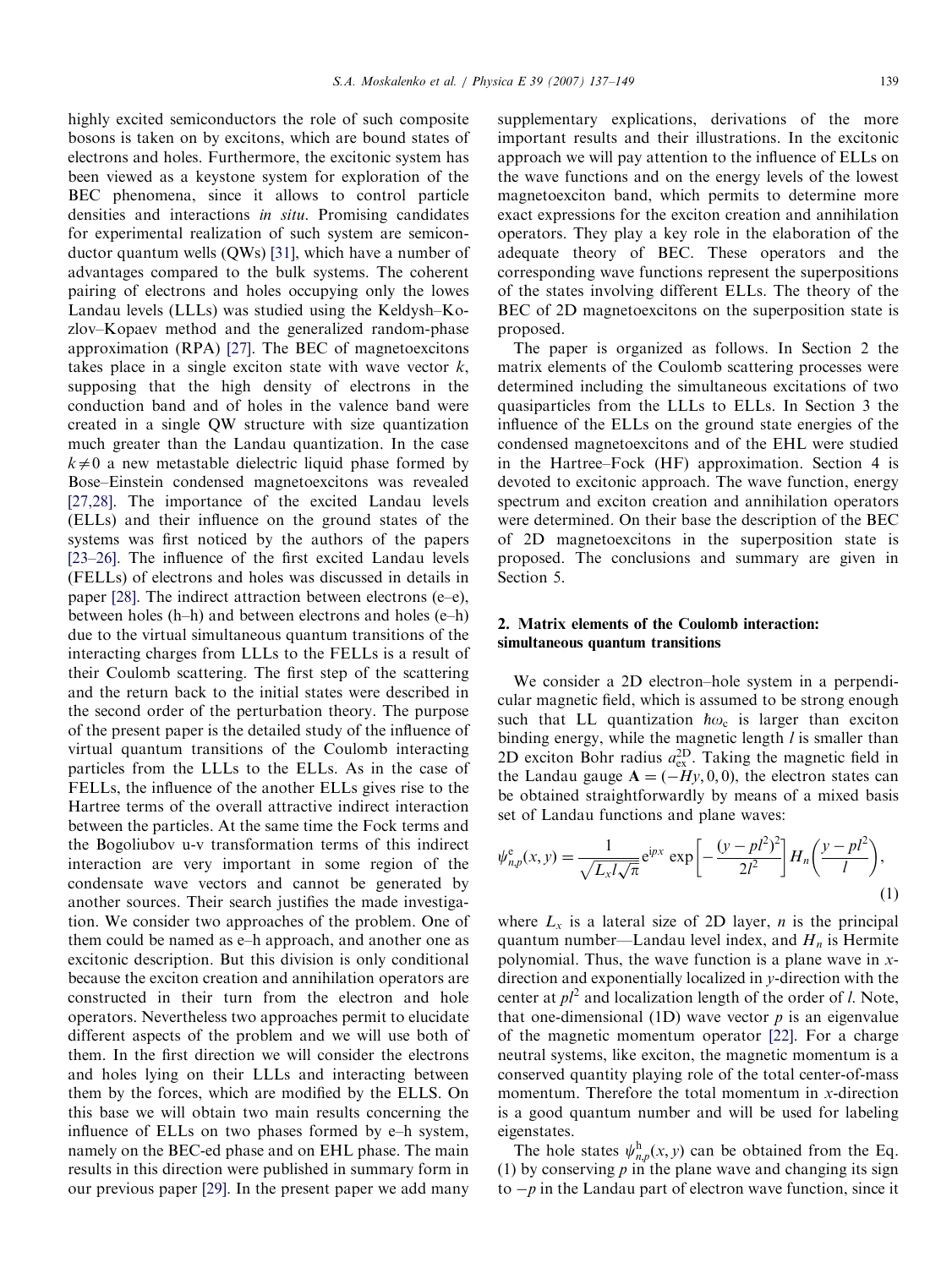highly excited semiconductors the role of such composite bosons is taken on by excitons, which are bound states of electrons and holes. Furthermore, the excitonic system has been viewed as a keystone system for exploration of the BEC phenomena, since it allows to control particle densities and interactions *in situ*. Promising candidates for experimental realization of such system are semiconductor quantum wells (QWs) [31], which have a number of advantages compared to the bulk systems. The coherent pairing of electrons and holes occupying only the lowest Landau levels (LLLs) was studied using the Keldysh–Kozlov–Kopaev method and the generalized random-phase approximation (RPA) [27]. The BEC of magnetoexcitons takes place in a single exciton state with wave vector $k$, supposing that the high density of electrons in the conduction band and of holes in the valence band were created in a single QW structure with size quantization much greater than the Landau quantization. In the case $k \neq 0$ a new metastable dielectric liquid phase formed by Bose–Einstein condensed magnetoexcitons was revealed [27,28]. The importance of the excited Landau levels (ELLs) and their influence on the ground states of the systems was first noticed by the authors of the papers [23–26]. The influence of the first excited Landau levels (FELLs) of electrons and holes was discussed in details in paper [28]. The indirect attraction between electrons (e–e), between holes (h–h) and between electrons and holes (e–h) due to the virtual simultaneous quantum transitions of the interacting charges from LLLs to the FELLs is a result of their Coulomb scattering. The first step of the scattering and the return back to the initial states were described in the second order of the perturbation theory. The purpose of the present paper is the detailed study of the influence of virtual quantum transitions of the Coulomb interacting particles from the LLLs to the ELLs. As in the case of FELLs, the influence of the another ELLs gives rise to the Hartree terms of the overall attractive indirect interaction between the particles. At the same time the Fock terms and the Bogoliubov u-v transformation terms of this indirect interaction are very important in some region of the condensate wave vectors and cannot be generated by another sources. Their search justifies the made investigation. We consider two approaches of the problem. One of them could be named as e–h approach, and another one as excitonic description. But this division is only conditional because the exciton creation and annihilation operators are constructed in their turn from the electron and hole operators. Nevertheless two approaches permit to elucidate different aspects of the problem and we will use both of them. In the first direction we will consider the electrons and holes lying on their LLLs and interacting between them by the forces, which are modified by the ELLS. On this base we will obtain two main results concerning the influence of ELLs on two phases formed by e–h system, namely on the BEC-ed phase and on EHL phase. The main results in this direction were published in summary form in our previous paper [29]. In the present paper we add many supplementary explications, derivations of the more important results and their illustrations. In the excitonic approach we will pay attention to the influence of ELLs on the wave functions and on the energy levels of the lowest magnetoexciton band, which permits to determine more exact expressions for the exciton creation and annihilation operators. They play a key role in the elaboration of the adequate theory of BEC. These operators and the corresponding wave functions represent the superpositions of the states involving different ELLs. The theory of the BEC of 2D magnetoexcitons on the superposition state is proposed.

The paper is organized as follows. In Section 2 the matrix elements of the Coulomb scattering processes were determined including the simultaneous excitations of two quasiparticles from the LLLs to ELLs. In Section 3 the influence of the ELLs on the ground state energies of the condensed magnetoexcitons and of the EHL were studied in the Hartree–Fock (HF) approximation. Section 4 is devoted to excitonic approach. The wave function, energy spectrum and exciton creation and annihilation operators were determined. On their base the description of the BEC of 2D magnetoexcitons in the superposition state is proposed. The conclusions and summary are given in Section 5.

## 2. Matrix elements of the Coulomb interaction: simultaneous quantum transitions

We consider a 2D electron–hole system in a perpendicular magnetic field, which is assumed to be strong enough such that LL quantization $\hbar\omega_c$ is larger than exciton binding energy, while the magnetic length $l$ is smaller than 2D exciton Bohr radius $a_{ex}^{2D}$. Taking the magnetic field in the Landau gauge $\mathbf{A} = (-Hy, 0, 0)$, the electron states can be obtained straightforwardly by means of a mixed basis set of Landau functions and plane waves:

$$\psi_{n,p}^{e}(x,y) = \frac{1}{\sqrt{L_x l \sqrt{\pi}}} e^{ipx} \exp\left[-\frac{(y-pl^2)^2}{2l^2}\right] H_n\left(\frac{y-pl^2}{l}\right), \tag{1}$$

where $L_x$ is a lateral size of 2D layer, $n$ is the principal quantum number—Landau level index, and $H_n$ is Hermite polynomial. Thus, the wave function is a plane wave in $x$-direction and exponentially localized in $y$-direction with the center at $pl^2$ and localization length of the order of $l$. Note, that one-dimensional (1D) wave vector $p$ is an eigenvalue of the magnetic momentum operator [22]. For a charge neutral systems, like exciton, the magnetic momentum is a conserved quantity playing role of the total center-of-mass momentum. Therefore the total momentum in $x$-direction is a good quantum number and will be used for labeling eigenstates.

The hole states $\psi_{n,p}^{h}(x,y)$ can be obtained from the Eq. (1) by conserving $p$ in the plane wave and changing its sign to $-p$ in the Landau part of electron wave function, since it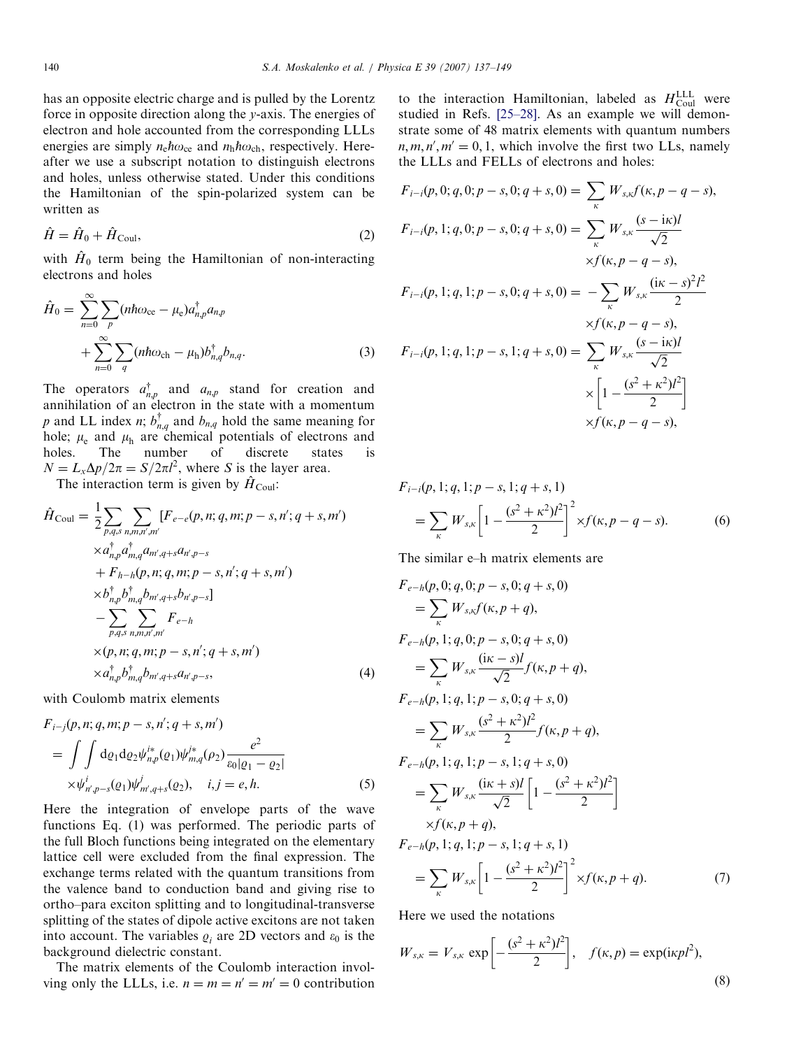has an opposite electric charge and is pulled by the Lorentz force in opposite direction along the $y$-axis. The energies of electron and hole accounted from the corresponding LLLs energies are simply $n_e\hbar\omega_{ce}$ and $n_h\hbar\omega_{ch}$, respectively. Hereafter we use a subscript notation to distinguish electrons and holes, unless otherwise stated. Under this conditions the Hamiltonian of the spin-polarized system can be written as

$$\hat{H} = \hat{H}_0 + \hat{H}_{\text{Coul}}, \tag{2}$$

with $\hat{H}_0$ term being the Hamiltonian of non-interacting electrons and holes

$$\hat{H}_0 = \sum_{n=0}^{\infty}\sum_{p}(n\hbar\omega_{ce} - \mu_e)a_{n,p}^{\dagger}a_{n,p} + \sum_{n=0}^{\infty}\sum_{q}(n\hbar\omega_{ch} - \mu_h)b_{n,q}^{\dagger}b_{n,q}. \tag{3}$$

The operators $a_{n,p}^{\dagger}$ and $a_{n,p}$ stand for creation and annihilation of an electron in the state with a momentum $p$ and LL index $n$; $b_{n,q}^{\dagger}$ and $b_{n,q}$ hold the same meaning for hole; $\mu_e$ and $\mu_h$ are chemical potentials of electrons and holes. The number of discrete states is $N = L_x\Delta p/2\pi = S/2\pi l^2$, where $S$ is the layer area.

The interaction term is given by $\hat{H}_{\text{Coul}}$:

$$\begin{aligned}\hat{H}_{\text{Coul}} = \frac{1}{2}\sum_{p,q,s}\sum_{n,m,n',m'}&[F_{e-e}(p,n;q,m;p-s,n';q+s,m')\\ &\times a_{n,p}^{\dagger}a_{m,q}^{\dagger}a_{m',q+s}a_{n',p-s}\\ &+ F_{h-h}(p,n;q,m;p-s,n';q+s,m')\\ &\times b_{n,p}^{\dagger}b_{m,q}^{\dagger}b_{m',q+s}b_{n',p-s}]\\ - \sum_{p,q,s}\sum_{n,m,n',m'}&F_{e-h}\\ &\times(p,n;q,m;p-s,n';q+s,m')\\ &\times a_{n,p}^{\dagger}b_{m,q}^{\dagger}b_{m',q+s}a_{n',p-s},\end{aligned} \tag{4}$$

with Coulomb matrix elements

$$\begin{aligned}&F_{i-j}(p,n;q,m;p-s,n';q+s,m')\\ &= \int\int d\varrho_1 d\varrho_2 \psi_{n,p}^{i*}(\varrho_1)\psi_{m,q}^{j*}(\rho_2)\frac{e^2}{\varepsilon_0|\varrho_1-\varrho_2|}\\ &\times\psi_{n',p-s}^{i}(\varrho_1)\psi_{m',q+s}^{j}(\varrho_2), \quad i,j=e,h.\end{aligned} \tag{5}$$

Here the integration of envelope parts of the wave functions Eq. (1) was performed. The periodic parts of the full Bloch functions being integrated on the elementary lattice cell were excluded from the final expression. The exchange terms related with the quantum transitions from the valence band to conduction band and giving rise to ortho–para exciton splitting and to longitudinal-transverse splitting of the states of dipole active excitons are not taken into account. The variables $\varrho_i$ are 2D vectors and $\varepsilon_0$ is the background dielectric constant.

The matrix elements of the Coulomb interaction involving only the LLLs, i.e. $n = m = n' = m' = 0$ contribution to the interaction Hamiltonian, labeled as $H_{\text{Coul}}^{\text{LLL}}$ were studied in Refs. [25–28]. As an example we will demonstrate some of 48 matrix elements with quantum numbers $n,m,n',m' = 0,1$, which involve the first two LLs, namely the LLLs and FELLs of electrons and holes:

$$\begin{aligned}F_{i-i}(p,0;q,0;p-s,0;q+s,0) &= \sum_{\kappa}W_{s,\kappa}f(\kappa,p-q-s),\\ F_{i-i}(p,1;q,0;p-s,0;q+s,0) &= \sum_{\kappa}W_{s,\kappa}\frac{(s-i\kappa)l}{\sqrt{2}}\\ &\times f(\kappa,p-q-s),\\ F_{i-i}(p,1;q,1;p-s,0;q+s,0) &= -\sum_{\kappa}W_{s,\kappa}\frac{(i\kappa-s)^2l^2}{2}\\ &\times f(\kappa,p-q-s),\\ F_{i-i}(p,1;q,1;p-s,1;q+s,0) &= \sum_{\kappa}W_{s,\kappa}\frac{(s-i\kappa)l}{\sqrt{2}}\\ &\times\left[1-\frac{(s^2+\kappa^2)l^2}{2}\right]\\ &\times f(\kappa,p-q-s),\end{aligned}$$

$$\begin{aligned}&F_{i-i}(p,1;q,1;p-s,1;q+s,1)\\ &= \sum_{\kappa}W_{s,\kappa}\left[1-\frac{(s^2+\kappa^2)l^2}{2}\right]^2\times f(\kappa,p-q-s).\end{aligned} \tag{6}$$

The similar e–h matrix elements are

$$\begin{aligned}&F_{e-h}(p,0;q,0;p-s,0;q+s,0)\\ &= \sum_{\kappa}W_{s,\kappa}f(\kappa,p+q),\\ &F_{e-h}(p,1;q,0;p-s,0;q+s,0)\\ &= \sum_{\kappa}W_{s,\kappa}\frac{(i\kappa-s)l}{\sqrt{2}}f(\kappa,p+q),\\ &F_{e-h}(p,1;q,1;p-s,0;q+s,0)\\ &= \sum_{\kappa}W_{s,\kappa}\frac{(s^2+\kappa^2)l^2}{2}f(\kappa,p+q),\\ &F_{e-h}(p,1;q,1;p-s,1;q+s,0)\\ &= \sum_{\kappa}W_{s,\kappa}\frac{(i\kappa+s)l}{\sqrt{2}}\left[1-\frac{(s^2+\kappa^2)l^2}{2}\right]\\ &\times f(\kappa,p+q),\\ &F_{e-h}(p,1;q,1;p-s,1;q+s,1)\\ &= \sum_{\kappa}W_{s,\kappa}\left[1-\frac{(s^2+\kappa^2)l^2}{2}\right]^2\times f(\kappa,p+q).\end{aligned} \tag{7}$$

Here we used the notations

$$W_{s,\kappa} = V_{s,\kappa}\exp\left[-\frac{(s^2+\kappa^2)l^2}{2}\right], \quad f(\kappa,p) = \exp(i\kappa pl^2), \tag{8}$$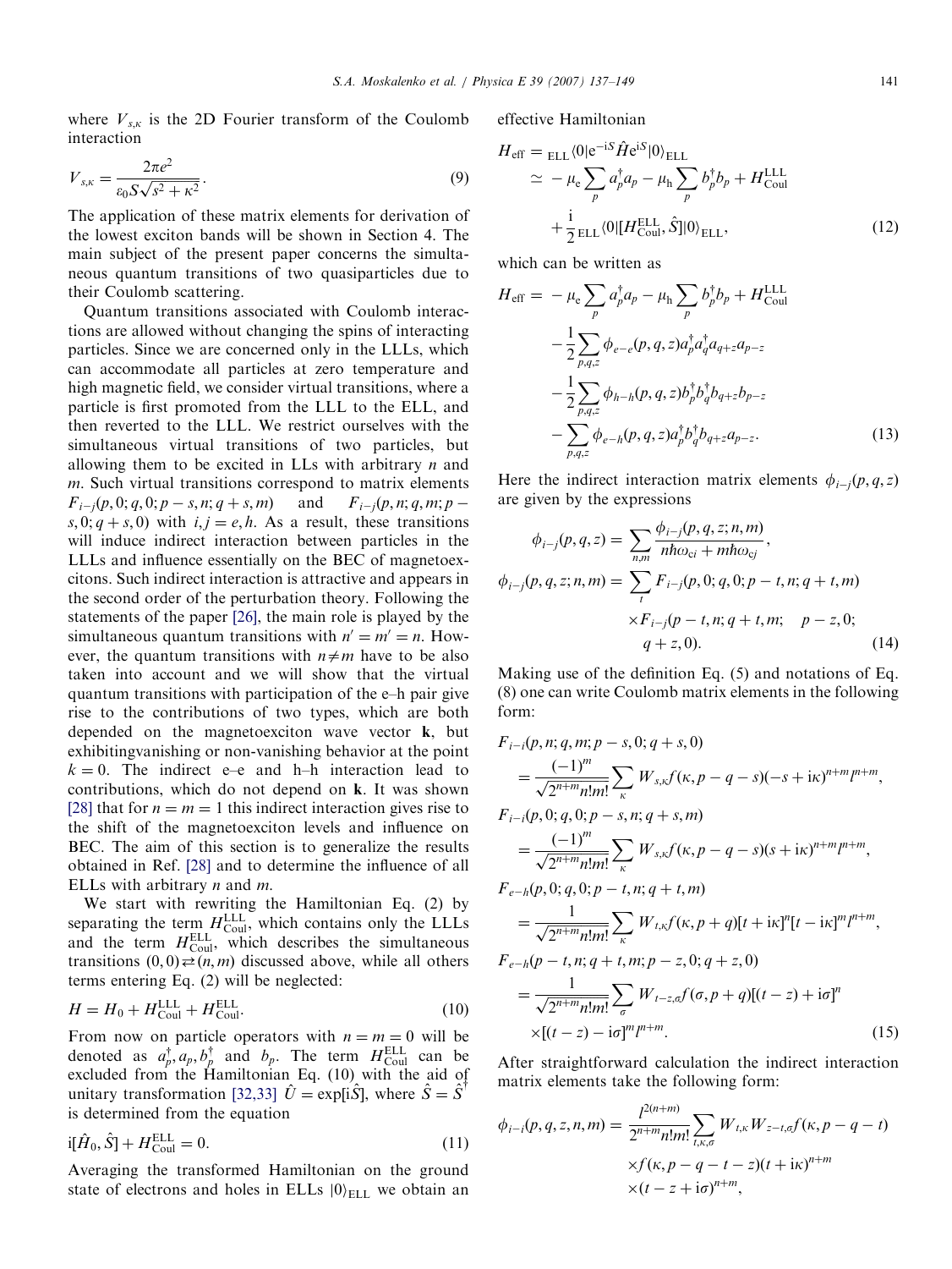where $V_{s,\kappa}$ is the 2D Fourier transform of the Coulomb interaction

$$V_{s,\kappa} = \frac{2\pi e^2}{\varepsilon_0 S\sqrt{s^2+\kappa^2}}. \tag{9}$$

The application of these matrix elements for derivation of the lowest exciton bands will be shown in Section 4. The main subject of the present paper concerns the simultaneous quantum transitions of two quasiparticles due to their Coulomb scattering.

Quantum transitions associated with Coulomb interactions are allowed without changing the spins of interacting particles. Since we are concerned only in the LLLs, which can accommodate all particles at zero temperature and high magnetic field, we consider virtual transitions, where a particle is first promoted from the LLL to the ELL, and then reverted to the LLL. We restrict ourselves with the simultaneous virtual transitions of two particles, but allowing them to be excited in LLs with arbitrary $n$ and $m$. Such virtual transitions correspond to matrix elements $F_{i-j}(p,0;q,0;p-s,n;q+s,m)$ and $F_{i-j}(p,n;q,m;p-s,0;q+s,0)$ with $i,j=e,h$. As a result, these transitions will induce indirect interaction between particles in the LLLs and influence essentially on the BEC of magnetoexcitons. Such indirect interaction is attractive and appears in the second order of the perturbation theory. Following the statements of the paper [26], the main role is played by the simultaneous quantum transitions with $n'=m'=n$. However, the quantum transitions with $n\neq m$ have to be also taken into account and we will show that the virtual quantum transitions with participation of the e–h pair give rise to the contributions of two types, which are both depended on the magnetoexciton wave vector $\mathbf{k}$, but exhibitingvanishing or non-vanishing behavior at the point $k=0$. The indirect e–e and h–h interaction lead to contributions, which do not depend on $\mathbf{k}$. It was shown [28] that for $n=m=1$ this indirect interaction gives rise to the shift of the magnetoexciton levels and influence on BEC. The aim of this section is to generalize the results obtained in Ref. [28] and to determine the influence of all ELLs with arbitrary $n$ and $m$.

We start with rewriting the Hamiltonian Eq. (2) by separating the term $H_{\text{Coul}}^{\text{LLL}}$, which contains only the LLLs and the term $H_{\text{Coul}}^{\text{ELL}}$, which describes the simultaneous transitions $(0,0)\rightleftarrows(n,m)$ discussed above, while all others terms entering Eq. (2) will be neglected:

$$H = H_0 + H_{\text{Coul}}^{\text{LLL}} + H_{\text{Coul}}^{\text{ELL}}. \tag{10}$$

From now on particle operators with $n=m=0$ will be denoted as $a_p^\dagger, a_p, b_p^\dagger$ and $b_p$. The term $H_{\text{Coul}}^{\text{ELL}}$ can be excluded from the Hamiltonian Eq. (10) with the aid of unitary transformation [32,33] $\hat{U}=\exp[\mathrm{i}\hat{S}]$, where $\hat{S}=\hat{S}^\dagger$ is determined from the equation

$$\mathrm{i}[\hat{H}_0,\hat{S}] + H_{\text{Coul}}^{\text{ELL}} = 0. \tag{11}$$

Averaging the transformed Hamiltonian on the ground state of electrons and holes in ELLs $|0\rangle_{\text{ELL}}$ we obtain an effective Hamiltonian

$$\begin{aligned} H_{\text{eff}} &= {}_{\text{ELL}}\langle 0|\mathrm{e}^{-\mathrm{i}S}\hat{H}\mathrm{e}^{\mathrm{i}S}|0\rangle_{\text{ELL}} \\ &\simeq -\mu_e\sum_p a_p^\dagger a_p - \mu_h\sum_p b_p^\dagger b_p + H_{\text{Coul}}^{\text{LLL}} \\ &\quad + \frac{\mathrm{i}}{2}\,{}_{\text{ELL}}\langle 0|[H_{\text{Coul}}^{\text{ELL}},\hat{S}]|0\rangle_{\text{ELL}}, \end{aligned} \tag{12}$$

which can be written as

$$\begin{aligned} H_{\text{eff}} = &-\mu_e\sum_p a_p^\dagger a_p - \mu_h\sum_p b_p^\dagger b_p + H_{\text{Coul}}^{\text{LLL}} \\ &-\frac{1}{2}\sum_{p,q,z}\phi_{e-e}(p,q,z)a_p^\dagger a_q^\dagger a_{q+z}a_{p-z} \\ &-\frac{1}{2}\sum_{p,q,z}\phi_{h-h}(p,q,z)b_p^\dagger b_q^\dagger b_{q+z}b_{p-z} \\ &-\sum_{p,q,z}\phi_{e-h}(p,q,z)a_p^\dagger b_q^\dagger b_{q+z}a_{p-z}. \end{aligned} \tag{13}$$

Here the indirect interaction matrix elements $\phi_{i-j}(p,q,z)$ are given by the expressions

$$\begin{aligned} \phi_{i-j}(p,q,z) &= \sum_{n,m}\frac{\phi_{i-j}(p,q,z;n,m)}{n\hbar\omega_{ci}+m\hbar\omega_{cj}}, \\ \phi_{i-j}(p,q,z;n,m) &= \sum_t F_{i-j}(p,0;q,0;p-t,n;q+t,m) \\ &\quad\times F_{i-j}(p-t,n;q+t,m;\quad p-z,0; \\ &\quad q+z,0). \end{aligned} \tag{14}$$

Making use of the definition Eq. (5) and notations of Eq. (8) one can write Coulomb matrix elements in the following form:

$$\begin{aligned} &F_{i-i}(p,n;q,m;p-s,0;q+s,0) \\ &= \frac{(-1)^m}{\sqrt{2^{n+m}n!m!}}\sum_\kappa W_{s,\kappa}f(\kappa,p-q-s)(-s+\mathrm{i}\kappa)^{n+m}l^{n+m}, \\ &F_{i-i}(p,0;q,0;p-s,n;q+s,m) \\ &= \frac{(-1)^m}{\sqrt{2^{n+m}n!m!}}\sum_\kappa W_{s,\kappa}f(\kappa,p-q-s)(s+\mathrm{i}\kappa)^{n+m}l^{n+m}, \\ &F_{e-h}(p,0;q,0;p-t,n;q+t,m) \\ &= \frac{1}{\sqrt{2^{n+m}n!m!}}\sum_\kappa W_{t,\kappa}f(\kappa,p+q)[t+\mathrm{i}\kappa]^n[t-\mathrm{i}\kappa]^m l^{n+m}, \\ &F_{e-h}(p-t,n;q+t,m;p-z,0;q+z,0) \\ &= \frac{1}{\sqrt{2^{n+m}n!m!}}\sum_\sigma W_{t-z,\sigma}f(\sigma,p+q)[(t-z)+\mathrm{i}\sigma]^n \\ &\quad\times[(t-z)-\mathrm{i}\sigma]^m l^{n+m}. \end{aligned} \tag{15}$$

After straightforward calculation the indirect interaction matrix elements take the following form:

$$\begin{aligned} \phi_{i-i}(p,q,z,n,m) = &\frac{l^{2(n+m)}}{2^{n+m}n!m!}\sum_{t,\kappa,\sigma}W_{t,\kappa}W_{z-t,\sigma}f(\kappa,p-q-t) \\ &\times f(\kappa,p-q-t-z)(t+\mathrm{i}\kappa)^{n+m} \\ &\times(t-z+\mathrm{i}\sigma)^{n+m}, \end{aligned}$$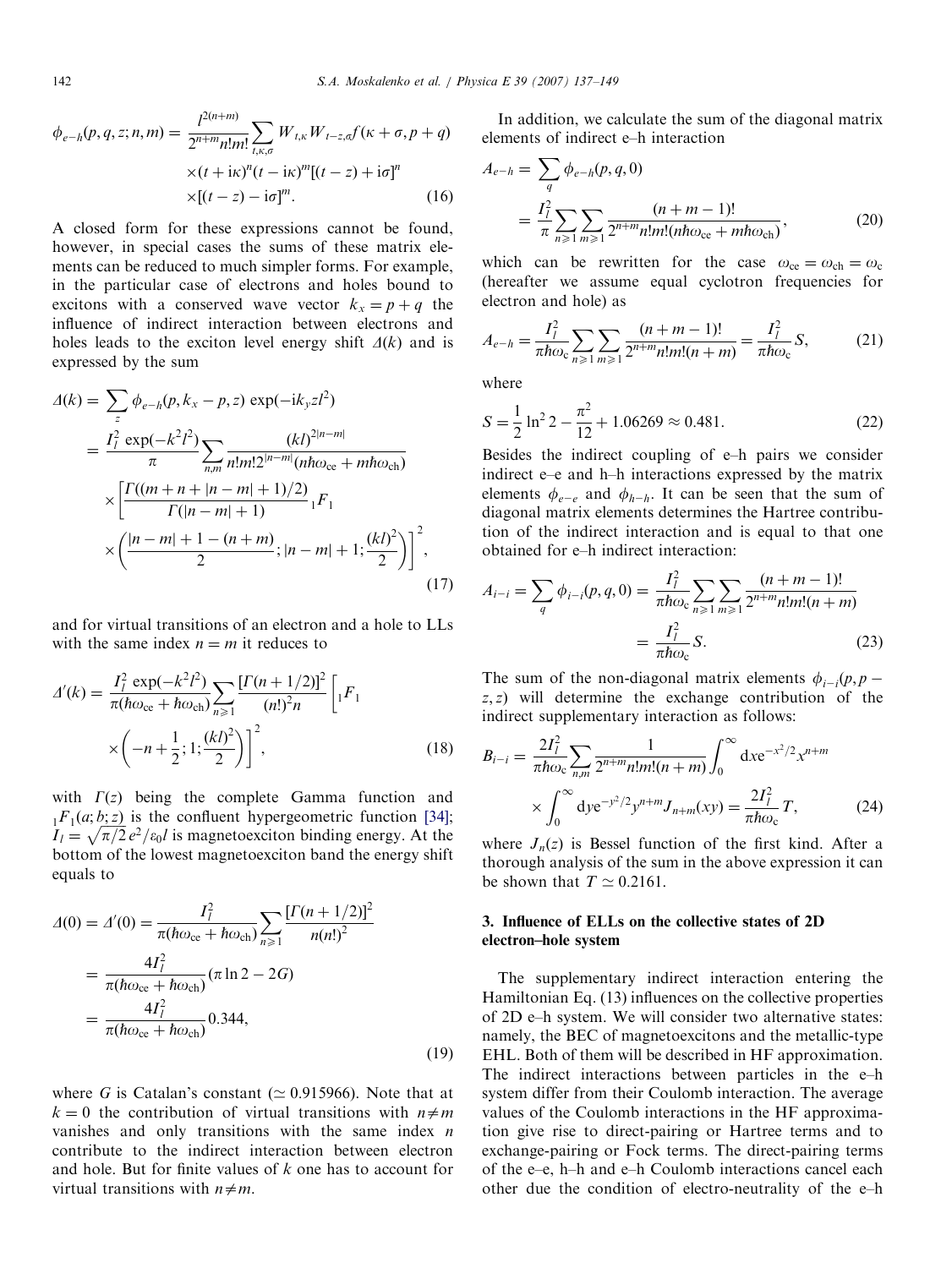$$\phi_{e-h}(p,q,z;n,m) = \frac{l^{2(n+m)}}{2^{n+m}n!m!}\sum_{t,\kappa,\sigma} W_{t,\kappa}W_{t-z,\sigma}f(\kappa+\sigma,p+q) \times (t+\mathrm{i}\kappa)^n(t-\mathrm{i}\kappa)^m[(t-z)+\mathrm{i}\sigma]^n \times[(t-z)-\mathrm{i}\sigma]^m. \tag{16}$$

A closed form for these expressions cannot be found, however, in special cases the sums of these matrix elements can be reduced to much simpler forms. For example, in the particular case of electrons and holes bound to excitons with a conserved wave vector $k_x = p+q$ the influence of indirect interaction between electrons and holes leads to the exciton level energy shift $\Delta(k)$ and is expressed by the sum

$$\begin{aligned}\Delta(k) &= \sum_z \phi_{e-h}(p,k_x-p,z)\exp(-\mathrm{i}k_y z l^2) \\ &= \frac{I_l^2\exp(-k^2l^2)}{\pi}\sum_{n,m}\frac{(kl)^{2|n-m|}}{n!m!2^{|n-m|}(n\hbar\omega_{ce}+m\hbar\omega_{ch})} \\ &\times\left[\frac{\Gamma((m+n+|n-m|+1)/2)}{\Gamma(|n-m|+1)}\,{}_1F_1 \times\left(\frac{|n-m|+1-(n+m)}{2};|n-m|+1;\frac{(kl)^2}{2}\right)\right]^2,\end{aligned} \tag{17}$$

and for virtual transitions of an electron and a hole to LLs with the same index $n=m$ it reduces to

$$\Delta'(k) = \frac{I_l^2\exp(-k^2l^2)}{\pi(\hbar\omega_{ce}+\hbar\omega_{ch})}\sum_{n\geqslant 1}\frac{[\Gamma(n+1/2)]^2}{(n!)^2 n}\left[{}_1F_1\left(-n+\frac{1}{2};1;\frac{(kl)^2}{2}\right)\right]^2, \tag{18}$$

with $\Gamma(z)$ being the complete Gamma function and ${}_1F_1(a;b;z)$ is the confluent hypergeometric function [34]; $I_l = \sqrt{\pi/2}\,e^2/\varepsilon_0 l$ is magnetoexciton binding energy. At the bottom of the lowest magnetoexciton band the energy shift equals to

$$\begin{aligned}\Delta(0) = \Delta'(0) &= \frac{I_l^2}{\pi(\hbar\omega_{ce}+\hbar\omega_{ch})}\sum_{n\geqslant 1}\frac{[\Gamma(n+1/2)]^2}{n(n!)^2} \\ &= \frac{4I_l^2}{\pi(\hbar\omega_{ce}+\hbar\omega_{ch})}(\pi\ln 2-2G) \\ &= \frac{4I_l^2}{\pi(\hbar\omega_{ce}+\hbar\omega_{ch})}0.344,\end{aligned} \tag{19}$$

where $G$ is Catalan's constant ($\simeq 0.915966$). Note that at $k=0$ the contribution of virtual transitions with $n\neq m$ vanishes and only transitions with the same index $n$ contribute to the indirect interaction between electron and hole. But for finite values of $k$ one has to account for virtual transitions with $n\neq m$.

In addition, we calculate the sum of the diagonal matrix elements of indirect e–h interaction

$$A_{e-h} = \sum_q \phi_{e-h}(p,q,0) = \frac{I_l^2}{\pi}\sum_{n\geqslant 1}\sum_{m\geqslant 1}\frac{(n+m-1)!}{2^{n+m}n!m!(n\hbar\omega_{ce}+m\hbar\omega_{ch})}, \tag{20}$$

which can be rewritten for the case $\omega_{ce}=\omega_{ch}=\omega_c$ (hereafter we assume equal cyclotron frequencies for electron and hole) as

$$A_{e-h} = \frac{I_l^2}{\pi\hbar\omega_c}\sum_{n\geqslant 1}\sum_{m\geqslant 1}\frac{(n+m-1)!}{2^{n+m}n!m!(n+m)} = \frac{I_l^2}{\pi\hbar\omega_c}S, \tag{21}$$

where

$$S = \frac{1}{2}\ln^2 2 - \frac{\pi^2}{12} + 1.06269 \approx 0.481. \tag{22}$$

Besides the indirect coupling of e–h pairs we consider indirect e–e and h–h interactions expressed by the matrix elements $\phi_{e-e}$ and $\phi_{h-h}$. It can be seen that the sum of diagonal matrix elements determines the Hartree contribution of the indirect interaction and is equal to that one obtained for e–h indirect interaction:

$$A_{i-i} = \sum_q \phi_{i-i}(p,q,0) = \frac{I_l^2}{\pi\hbar\omega_c}\sum_{n\geqslant 1}\sum_{m\geqslant 1}\frac{(n+m-1)!}{2^{n+m}n!m!(n+m)} = \frac{I_l^2}{\pi\hbar\omega_c}S. \tag{23}$$

The sum of the non-diagonal matrix elements $\phi_{i-i}(p,p-z,z)$ will determine the exchange contribution of the indirect supplementary interaction as follows:

$$B_{i-i} = \frac{2I_l^2}{\pi\hbar\omega_c}\sum_{n,m}\frac{1}{2^{n+m}n!m!(n+m)}\int_0^\infty \mathrm{d}x e^{-x^2/2}x^{n+m} \times\int_0^\infty \mathrm{d}y e^{-y^2/2}y^{n+m}J_{n+m}(xy) = \frac{2I_l^2}{\pi\hbar\omega_c}T, \tag{24}$$

where $J_n(z)$ is Bessel function of the first kind. After a thorough analysis of the sum in the above expression it can be shown that $T\simeq 0.2161$.

## 3. Influence of ELLs on the collective states of 2D electron–hole system

The supplementary indirect interaction entering the Hamiltonian Eq. (13) influences on the collective properties of 2D e–h system. We will consider two alternative states: namely, the BEC of magnetoexcitons and the metallic-type EHL. Both of them will be described in HF approximation. The indirect interactions between particles in the e–h system differ from their Coulomb interaction. The average values of the Coulomb interactions in the HF approximation give rise to direct-pairing or Hartree terms and to exchange-pairing or Fock terms. The direct-pairing terms of the e–e, h–h and e–h Coulomb interactions cancel each other due the condition of electro-neutrality of the e–h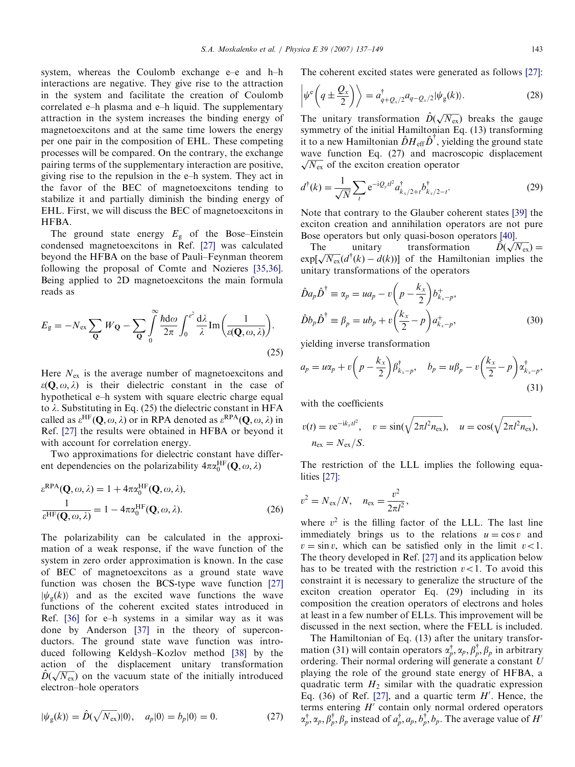system, whereas the Coulomb exchange e–e and h–h interactions are negative. They give rise to the attraction in the system and facilitate the creation of Coulomb correlated e–h plasma and e–h liquid. The supplementary attraction in the system increases the binding energy of magnetoexcitons and at the same time lowers the energy per one pair in the composition of EHL. These competing processes will be compared. On the contrary, the exchange pairing terms of the supplementary interaction are positive, giving rise to the repulsion in the e–h system. They act in the favor of the BEC of magnetoexcitons tending to stabilize it and partially diminish the binding energy of EHL. First, we will discuss the BEC of magnetoexcitons in HFBA.

The ground state energy $E_g$ of the Bose–Einstein condensed magnetoexcitons in Ref. [27] was calculated beyond the HFBA on the base of Pauli–Feynman theorem following the proposal of Comte and Nozieres [35,36]. Being applied to 2D magnetoexcitons the main formula reads as

$$E_g = -N_{ex} \sum_{\mathbf{Q}} W_{\mathbf{Q}} - \sum_{\mathbf{Q}} \int_0^{\infty} \frac{\hbar d\omega}{2\pi} \int_0^{e^2} \frac{d\lambda}{\lambda} \mathrm{Im}\left(\frac{1}{\varepsilon(\mathbf{Q},\omega,\lambda)}\right). \tag{25}$$

Here $N_{ex}$ is the average number of magnetoexcitons and $\varepsilon(\mathbf{Q},\omega,\lambda)$ is their dielectric constant in the case of hypothetical e–h system with square electric charge equal to $\lambda$. Substituting in Eq. (25) the dielectric constant in HFA called as $\varepsilon^{HF}(\mathbf{Q},\omega,\lambda)$ or in RPA denoted as $\varepsilon^{RPA}(\mathbf{Q},\omega,\lambda)$ in Ref. [27] the results were obtained in HFBA or beyond it with account for correlation energy.

Two approximations for dielectric constant have different dependencies on the polarizability $4\pi\alpha_0^{HF}(\mathbf{Q},\omega,\lambda)$

$$\varepsilon^{RPA}(\mathbf{Q},\omega,\lambda) = 1 + 4\pi\alpha_0^{HF}(\mathbf{Q},\omega,\lambda),$$
$$\frac{1}{\varepsilon^{HF}(\mathbf{Q},\omega,\lambda)} = 1 - 4\pi\alpha_0^{HF}(\mathbf{Q},\omega,\lambda). \tag{26}$$

The polarizability can be calculated in the approximation of a weak response, if the wave function of the system in zero order approximation is known. In the case of BEC of magnetoexcitons as a ground state wave function was chosen the BCS-type wave function [27] $|\psi_g(k)\rangle$ and as the excited wave functions the wave functions of the coherent excited states introduced in Ref. [36] for e–h systems in a similar way as it was done by Anderson [37] in the theory of superconductors. The ground state wave function was introduced following Keldysh–Kozlov method [38] by the action of the displacement unitary transformation $\hat{D}(\sqrt{N_{ex}})$ on the vacuum state of the initially introduced electron–hole operators

$$|\psi_g(k)\rangle = \hat{D}(\sqrt{N_{ex}})|0\rangle, \quad a_p|0\rangle = b_p|0\rangle = 0. \tag{27}$$

The coherent excited states were generated as follows [27]:

$$\left|\psi^e\left(q \pm \frac{Q_x}{2}\right)\right\rangle = a^{\dagger}_{q+Q_x/2} a_{q-Q_x/2} |\psi_g(k)\rangle. \tag{28}$$

The unitary transformation $\hat{D}(\sqrt{N_{ex}})$ breaks the gauge symmetry of the initial Hamiltonian Eq. (13) transforming it to a new Hamiltonian $\hat{D}H_{eff}\hat{D}^{\dagger}$, yielding the ground state wave function Eq. (27) and macroscopic displacement $\sqrt{N_{ex}}$ of the exciton creation operator

$$d^{\dagger}(k) = \frac{1}{\sqrt{N}} \sum_t e^{-iQ_y t l^2} a^{\dagger}_{k_x/2+t} b^{\dagger}_{k_x/2-t}. \tag{29}$$

Note that contrary to the Glauber coherent states [39] the exciton creation and annihilation operators are not pure Bose operators but only quasi-boson operators [40].

The unitary transformation $\hat{D}(\sqrt{N_{ex}}) = \exp[\sqrt{N_{ex}}(d^{\dagger}(k) - d(k))]$ of the Hamiltonian implies the unitary transformations of the operators

$$\hat{D}a_p\hat{D}^{\dagger} \equiv \alpha_p = ua_p - v\left(p - \frac{k_x}{2}\right)b^{+}_{k_x-p},$$
$$\hat{D}b_p\hat{D}^{\dagger} \equiv \beta_p = ub_p + v\left(\frac{k_x}{2} - p\right)a^{+}_{k_x-p}, \tag{30}$$

yielding inverse transformation

$$a_p = u\alpha_p + v\left(p - \frac{k_x}{2}\right)\beta^{\dagger}_{k_x-p}, \quad b_p = u\beta_p - v\left(\frac{k_x}{2} - p\right)\alpha^{\dagger}_{k_x-p}, \tag{31}$$

with the coefficients

$$v(t) = ve^{-ik_y t l^2}, \quad v = \sin(\sqrt{2\pi l^2 n_{ex}}), \quad u = \cos(\sqrt{2\pi l^2 n_{ex}}),$$
$$n_{ex} = N_{ex}/S.$$

The restriction of the LLL implies the following equalities [27]:

$$v^2 = N_{ex}/N, \quad n_{ex} = \frac{v^2}{2\pi l^2},$$

where $v^2$ is the filling factor of the LLL. The last line immediately brings us to the relations $u = \cos v$ and $v = \sin v$, which can be satisfied only in the limit $v < 1$. The theory developed in Ref. [27] and its application below has to be treated with the restriction $v < 1$. To avoid this constraint it is necessary to generalize the structure of the exciton creation operator Eq. (29) including in its composition the creation operators of electrons and holes at least in a few number of ELLs. This improvement will be discussed in the next section, where the FELL is included.

The Hamiltonian of Eq. (13) after the unitary transformation (31) will contain operators $\alpha_p^{\dagger}, \alpha_p, \beta_p^{\dagger}, \beta_p$ in arbitrary ordering. Their normal ordering will generate a constant $U$ playing the role of the ground state energy of HFBA, a quadratic term $H_2$ similar with the quadratic expression Eq. (36) of Ref. [27], and a quartic term $H'$. Hence, the terms entering $H'$ contain only normal ordered operators $\alpha_p^{\dagger}, \alpha_p, \beta_p^{\dagger}, \beta_p$ instead of $a_p^{\dagger}, a_p, b_p^{\dagger}, b_p$. The average value of $H'$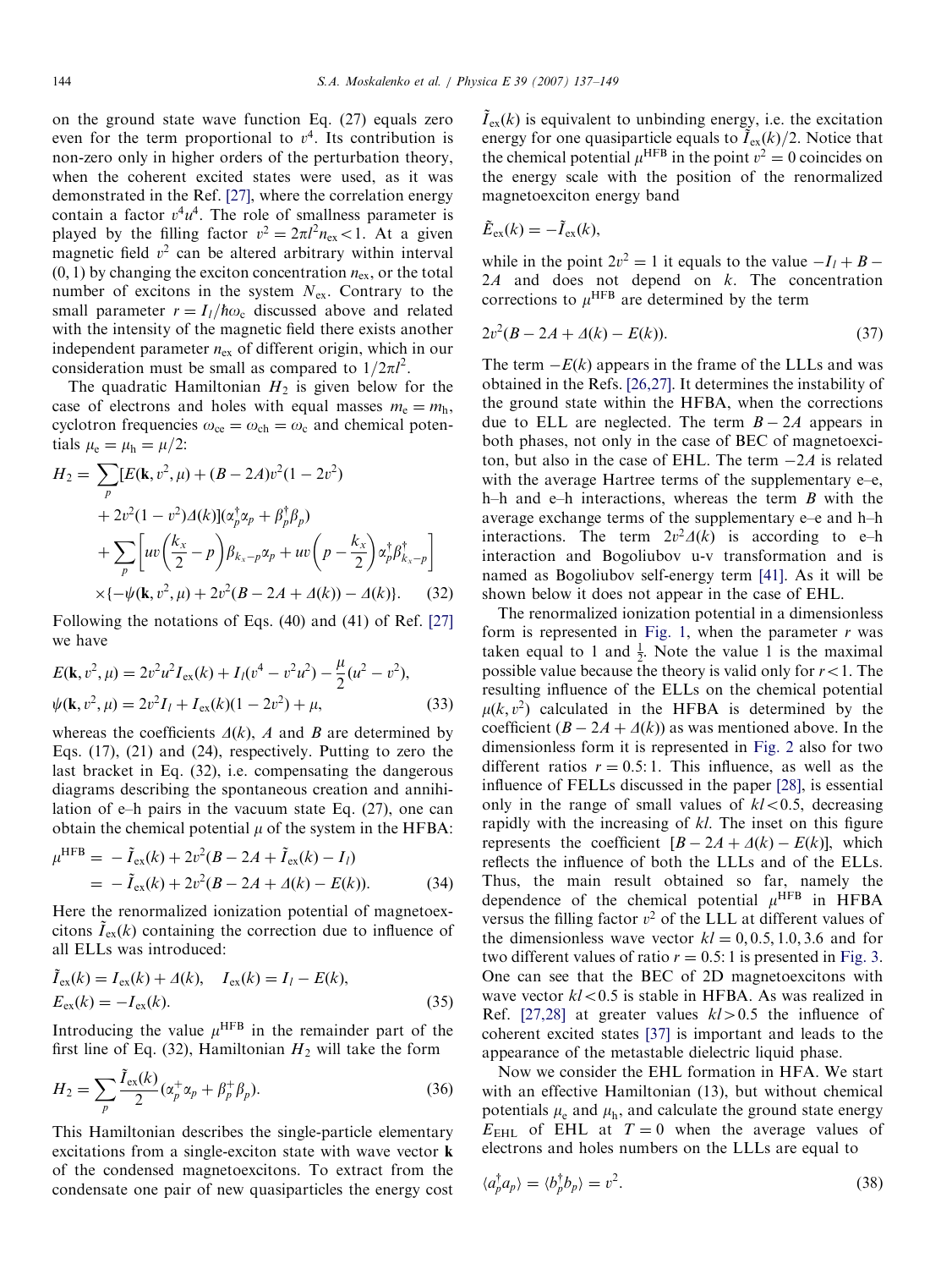on the ground state wave function Eq. (27) equals zero even for the term proportional to $v^4$. Its contribution is non-zero only in higher orders of the perturbation theory, when the coherent excited states were used, as it was demonstrated in the Ref. [27], where the correlation energy contain a factor $v^4u^4$. The role of smallness parameter is played by the filling factor $v^2 = 2\pi l^2 n_{ex} < 1$. At a given magnetic field $v^2$ can be altered arbitrary within interval (0, 1) by changing the exciton concentration $n_{ex}$, or the total number of excitons in the system $N_{ex}$. Contrary to the small parameter $r = I_l/\hbar\omega_c$ discussed above and related with the intensity of the magnetic field there exists another independent parameter $n_{ex}$ of different origin, which in our consideration must be small as compared to $1/2\pi l^2$.

The quadratic Hamiltonian $H_2$ is given below for the case of electrons and holes with equal masses $m_e = m_h$, cyclotron frequencies $\omega_{ce} = \omega_{ch} = \omega_c$ and chemical potentials $\mu_e = \mu_h = \mu/2$:

$$
\begin{aligned}
H_2 = & \sum_p [E(\mathbf{k}, v^2, \mu) + (B - 2A)v^2(1 - 2v^2) \\
& + 2v^2(1 - v^2)\Delta(k)](\alpha_p^\dagger \alpha_p + \beta_p^\dagger \beta_p) \\
& + \sum_p \left[ uv\left(\frac{k_x}{2} - p\right)\beta_{k_x - p}\alpha_p + uv\left(p - \frac{k_x}{2}\right)\alpha_p^\dagger \beta_{k_x - p}^\dagger \right] \\
& \times \{-\psi(\mathbf{k}, v^2, \mu) + 2v^2(B - 2A + \Delta(k)) - \Delta(k)\}. \quad (32)
\end{aligned}
$$

Following the notations of Eqs. (40) and (41) of Ref. [27] we have

$$
\begin{aligned}
E(\mathbf{k}, v^2, \mu) &= 2v^2u^2 I_{ex}(k) + I_l(v^4 - v^2u^2) - \frac{\mu}{2}(u^2 - v^2), \\
\psi(\mathbf{k}, v^2, \mu) &= 2v^2 I_l + I_{ex}(k)(1 - 2v^2) + \mu, \quad (33)
\end{aligned}
$$

whereas the coefficients $\Delta(k)$, $A$ and $B$ are determined by Eqs. (17), (21) and (24), respectively. Putting to zero the last bracket in Eq. (32), i.e. compensating the dangerous diagrams describing the spontaneous creation and annihilation of e–h pairs in the vacuum state Eq. (27), one can obtain the chemical potential $\mu$ of the system in the HFBA:

$$
\begin{aligned}
\mu^{\mathrm{HFB}} &= -\tilde{I}_{ex}(k) + 2v^2(B - 2A + \tilde{I}_{ex}(k) - I_l) \\
&= -\tilde{I}_{ex}(k) + 2v^2(B - 2A + \Delta(k) - E(k)). \quad (34)
\end{aligned}
$$

Here the renormalized ionization potential of magnetoexcitons $\tilde{I}_{ex}(k)$ containing the correction due to influence of all ELLs was introduced:

$$
\begin{aligned}
&\tilde{I}_{ex}(k) = I_{ex}(k) + \Delta(k), \quad I_{ex}(k) = I_l - E(k), \\
&E_{ex}(k) = -I_{ex}(k). \quad (35)
\end{aligned}
$$

Introducing the value $\mu^{\mathrm{HFB}}$ in the remainder part of the first line of Eq. (32), Hamiltonian $H_2$ will take the form

$$
H_2 = \sum_p \frac{\tilde{I}_{ex}(k)}{2}(\alpha_p^+ \alpha_p + \beta_p^+ \beta_p). \quad (36)
$$

This Hamiltonian describes the single-particle elementary excitations from a single-exciton state with wave vector $\mathbf{k}$ of the condensed magnetoexcitons. To extract from the condensate one pair of new quasiparticles the energy cost $\tilde{I}_{ex}(k)$ is equivalent to unbinding energy, i.e. the excitation energy for one quasiparticle equals to $\tilde{I}_{ex}(k)/2$. Notice that the chemical potential $\mu^{\mathrm{HFB}}$ in the point $v^2 = 0$ coincides on the energy scale with the position of the renormalized magnetoexciton energy band

$$
\tilde{E}_{ex}(k) = -\tilde{I}_{ex}(k),
$$

while in the point $2v^2 = 1$ it equals to the value $-I_l + B - 2A$ and does not depend on $k$. The concentration corrections to $\mu^{\mathrm{HFB}}$ are determined by the term

$$
2v^2(B - 2A + \Delta(k) - E(k)). \quad (37)
$$

The term $-E(k)$ appears in the frame of the LLLs and was obtained in the Refs. [26,27]. It determines the instability of the ground state within the HFBA, when the corrections due to ELL are neglected. The term $B - 2A$ appears in both phases, not only in the case of BEC of magnetoexciton, but also in the case of EHL. The term $-2A$ is related with the average Hartree terms of the supplementary e–e, h–h and e–h interactions, whereas the term $B$ with the average exchange terms of the supplementary e–e and h–h interactions. The term $2v^2\Delta(k)$ is according to e–h interaction and Bogoliubov u-v transformation and is named as Bogoliubov self-energy term [41]. As it will be shown below it does not appear in the case of EHL.

The renormalized ionization potential in a dimensionless form is represented in Fig. 1, when the parameter $r$ was taken equal to 1 and $\frac{1}{2}$. Note the value 1 is the maximal possible value because the theory is valid only for $r < 1$. The resulting influence of the ELLs on the chemical potential $\mu(k, v^2)$ calculated in the HFBA is determined by the coefficient $(B - 2A + \Delta(k))$ as was mentioned above. In the dimensionless form it is represented in Fig. 2 also for two different ratios $r = 0.5{:}\,1$. This influence, as well as the influence of FELLs discussed in the paper [28], is essential only in the range of small values of $kl < 0.5$, decreasing rapidly with the increasing of $kl$. The inset on this figure represents the coefficient $[B - 2A + \Delta(k) - E(k)]$, which reflects the influence of both the LLLs and of the ELLs. Thus, the main result obtained so far, namely the dependence of the chemical potential $\mu^{\mathrm{HFB}}$ in HFBA versus the filling factor $v^2$ of the LLL at different values of the dimensionless wave vector $kl = 0, 0.5, 1.0, 3.6$ and for two different values of ratio $r = 0.5{:}\,1$ is presented in Fig. 3. One can see that the BEC of 2D magnetoexcitons with wave vector $kl < 0.5$ is stable in HFBA. As was realized in Ref. [27,28] at greater values $kl > 0.5$ the influence of coherent excited states [37] is important and leads to the appearance of the metastable dielectric liquid phase.

Now we consider the EHL formation in HFA. We start with an effective Hamiltonian (13), but without chemical potentials $\mu_e$ and $\mu_h$, and calculate the ground state energy $E_{\mathrm{EHL}}$ of EHL at $T = 0$ when the average values of electrons and holes numbers on the LLLs are equal to

$$
\langle a_p^\dagger a_p \rangle = \langle b_p^\dagger b_p \rangle = v^2. \quad (38)
$$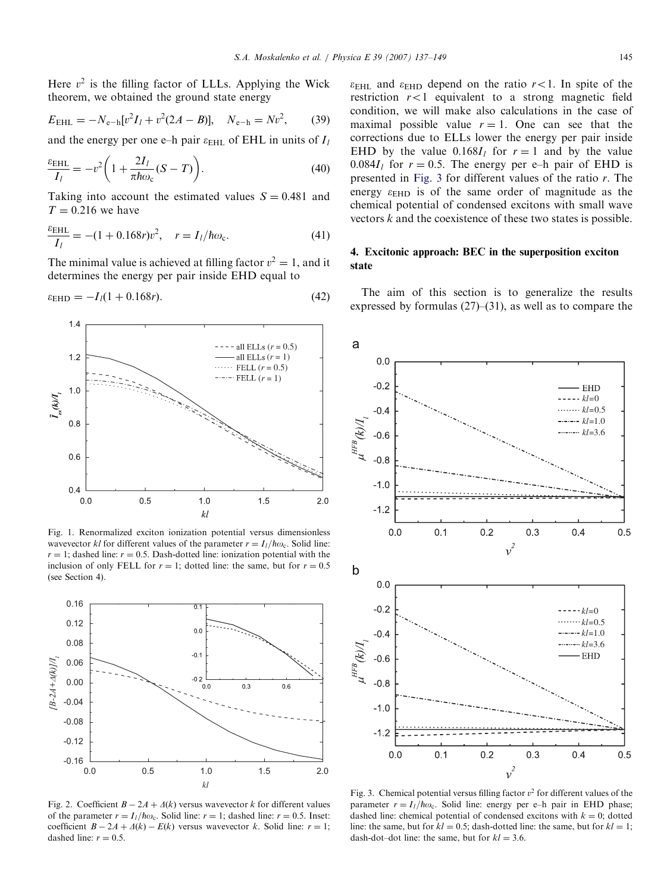Here $v^2$ is the filling factor of LLLs. Applying the Wick theorem, we obtained the ground state energy

$$E_{\mathrm{EHL}} = -N_{\mathrm{e-h}}[v^2 I_l + v^2(2A - B)], \quad N_{\mathrm{e-h}} = Nv^2, \tag{39}$$

and the energy per one e–h pair $\varepsilon_{\mathrm{EHL}}$ of EHL in units of $I_l$

$$\frac{\varepsilon_{\mathrm{EHL}}}{I_l} = -v^2\left(1 + \frac{2I_l}{\pi\hbar\omega_c}(S - T)\right). \tag{40}$$

Taking into account the estimated values $S = 0.481$ and $T = 0.216$ we have

$$\frac{\varepsilon_{\mathrm{EHL}}}{I_l} = -(1 + 0.168r)v^2, \quad r = I_l/\hbar\omega_c. \tag{41}$$

The minimal value is achieved at filling factor $v^2 = 1$, and it determines the energy per pair inside EHD equal to

$$\varepsilon_{\mathrm{EHD}} = -I_l(1 + 0.168r). \tag{42}$$

Fig. 1. Renormalized exciton ionization potential versus dimensionless wavevector $kl$ for different values of the parameter $r = I_l/\hbar\omega_c$. Solid line: $r = 1$; dashed line: $r = 0.5$. Dash-dotted line: ionization potential with the inclusion of only FELL for $r = 1$; dotted line: the same, but for $r = 0.5$ (see Section 4).

Fig. 2. Coefficient $B - 2A + \Delta(k)$ versus wavevector $k$ for different values of the parameter $r = I_l/\hbar\omega_c$. Solid line: $r = 1$; dashed line: $r = 0.5$. Inset: coefficient $B - 2A + \Delta(k) - E(k)$ versus wavevector $k$. Solid line: $r = 1$; dashed line: $r = 0.5$.

$\varepsilon_{\mathrm{EHL}}$ and $\varepsilon_{\mathrm{EHD}}$ depend on the ratio $r < 1$. In spite of the restriction $r < 1$ equivalent to a strong magnetic field condition, we will make also calculations in the case of maximal possible value $r = 1$. One can see that the corrections due to ELLs lower the energy per pair inside EHD by the value $0.168I_l$ for $r = 1$ and by the value $0.084I_l$ for $r = 0.5$. The energy per e–h pair of EHD is presented in Fig. 3 for different values of the ratio $r$. The energy $\varepsilon_{\mathrm{EHD}}$ is of the same order of magnitude as the chemical potential of condensed excitons with small wave vectors $k$ and the coexistence of these two states is possible.

## 4. Excitonic approach: BEC in the superposition exciton state

The aim of this section is to generalize the results expressed by formulas (27)–(31), as well as to compare the

Fig. 3. Chemical potential versus filling factor $v^2$ for different values of the parameter $r = I_l/\hbar\omega_c$. Solid line: energy per e–h pair in EHD phase; dashed line: chemical potential of condensed excitons with $k = 0$; dotted line: the same, but for $kl = 0.5$; dash-dotted line: the same, but for $kl = 1$; dash-dot–dot line: the same, but for $kl = 3.6$.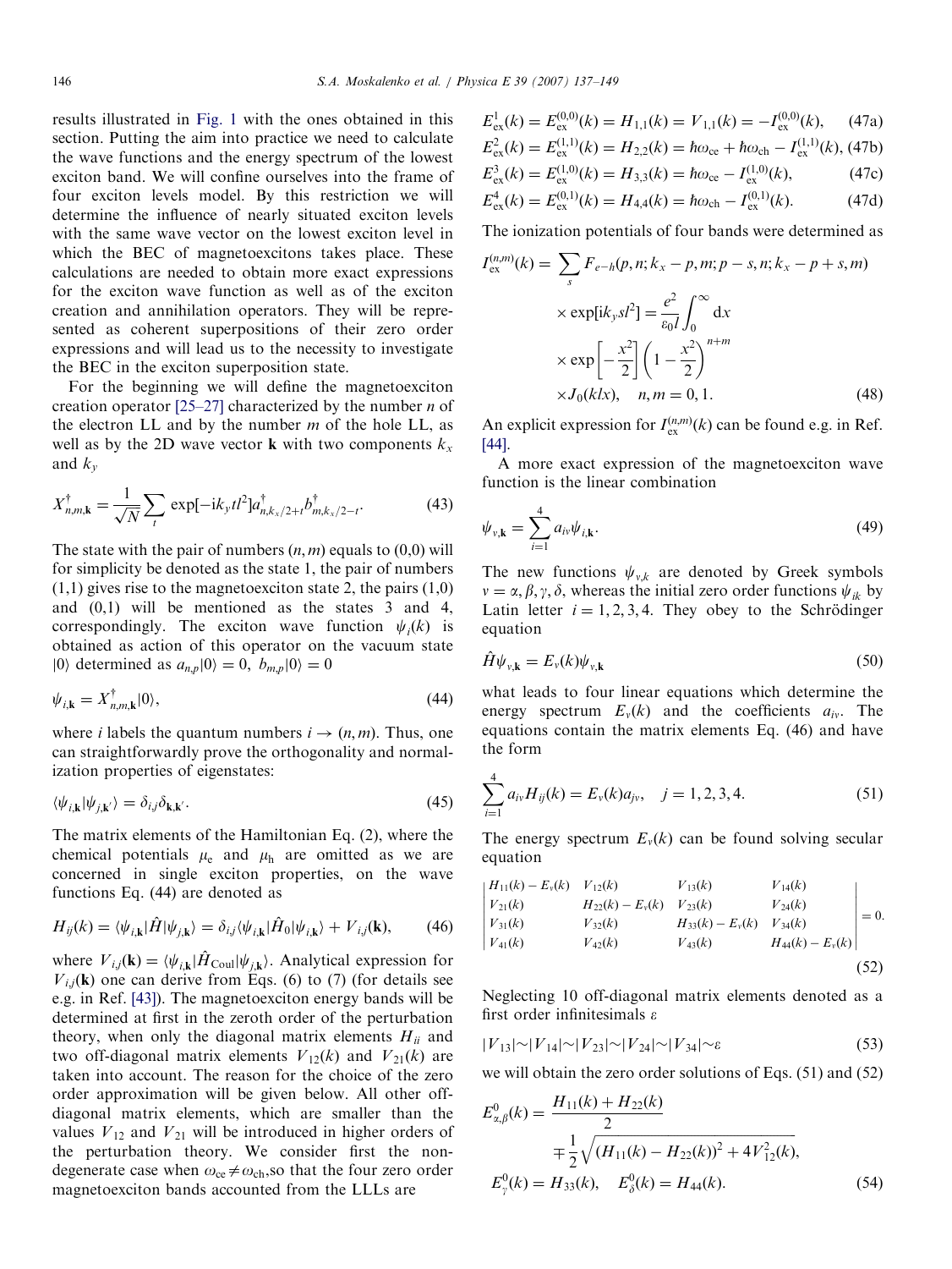results illustrated in Fig. 1 with the ones obtained in this section. Putting the aim into practice we need to calculate the wave functions and the energy spectrum of the lowest exciton band. We will confine ourselves into the frame of four exciton levels model. By this restriction we will determine the influence of nearly situated exciton levels with the same wave vector on the lowest exciton level in which the BEC of magnetoexcitons takes place. These calculations are needed to obtain more exact expressions for the exciton wave function as well as of the exciton creation and annihilation operators. They will be represented as coherent superpositions of their zero order expressions and will lead us to the necessity to investigate the BEC in the exciton superposition state.

For the beginning we will define the magnetoexciton creation operator [25–27] characterized by the number $n$ of the electron LL and by the number $m$ of the hole LL, as well as by the 2D wave vector $\mathbf{k}$ with two components $k_x$ and $k_y$

$$X^{\dagger}_{n,m,\mathbf{k}} = \frac{1}{\sqrt{N}} \sum_t \exp[-\mathrm{i}k_y t l^2] a^{\dagger}_{n,k_x/2+t} b^{\dagger}_{m,k_x/2-t}. \tag{43}$$

The state with the pair of numbers $(n, m)$ equals to (0,0) will for simplicity be denoted as the state 1, the pair of numbers (1,1) gives rise to the magnetoexciton state 2, the pairs (1,0) and (0,1) will be mentioned as the states 3 and 4, correspondingly. The exciton wave function $\psi_i(k)$ is obtained as action of this operator on the vacuum state $|0\rangle$ determined as $a_{n,p}|0\rangle = 0,\ b_{m,p}|0\rangle = 0$

$$\psi_{i,\mathbf{k}} = X^{\dagger}_{n,m,\mathbf{k}}|0\rangle, \tag{44}$$

where $i$ labels the quantum numbers $i \to (n, m)$. Thus, one can straightforwardly prove the orthogonality and normalization properties of eigenstates:

$$\langle \psi_{i,\mathbf{k}} | \psi_{j,\mathbf{k}'} \rangle = \delta_{i,j} \delta_{\mathbf{k},\mathbf{k}'}. \tag{45}$$

The matrix elements of the Hamiltonian Eq. (2), where the chemical potentials $\mu_e$ and $\mu_h$ are omitted as we are concerned in single exciton properties, on the wave functions Eq. (44) are denoted as

$$H_{ij}(k) = \langle \psi_{i,\mathbf{k}} | \hat{H} | \psi_{j,\mathbf{k}} \rangle = \delta_{i,j} \langle \psi_{i,\mathbf{k}} | \hat{H}_0 | \psi_{i,\mathbf{k}} \rangle + V_{i,j}(\mathbf{k}), \tag{46}$$

where $V_{i,j}(\mathbf{k}) = \langle \psi_{i,\mathbf{k}} | \hat{H}_{\mathrm{Coul}} | \psi_{j,\mathbf{k}} \rangle$. Analytical expression for $V_{i,j}(\mathbf{k})$ one can derive from Eqs. (6) to (7) (for details see e.g. in Ref. [43]). The magnetoexciton energy bands will be determined at first in the zeroth order of the perturbation theory, when only the diagonal matrix elements $H_{ii}$ and two off-diagonal matrix elements $V_{12}(k)$ and $V_{21}(k)$ are taken into account. The reason for the choice of the zero order approximation will be given below. All other off-diagonal matrix elements, which are smaller than the values $V_{12}$ and $V_{21}$ will be introduced in higher orders of the perturbation theory. We consider first the non-degenerate case when $\omega_{\mathrm{ce}} \neq \omega_{\mathrm{ch}}$, so that the four zero order magnetoexciton bands accounted from the LLs are

$$E^1_{\mathrm{ex}}(k) = E^{(0,0)}_{\mathrm{ex}}(k) = H_{1,1}(k) = V_{1,1}(k) = -I^{(0,0)}_{\mathrm{ex}}(k), \tag{47a}$$

$$E^2_{\mathrm{ex}}(k) = E^{(1,1)}_{\mathrm{ex}}(k) = H_{2,2}(k) = \hbar\omega_{\mathrm{ce}} + \hbar\omega_{\mathrm{ch}} - I^{(1,1)}_{\mathrm{ex}}(k), \tag{47b}$$

$$E^3_{\mathrm{ex}}(k) = E^{(1,0)}_{\mathrm{ex}}(k) = H_{3,3}(k) = \hbar\omega_{\mathrm{ce}} - I^{(1,0)}_{\mathrm{ex}}(k), \tag{47c}$$

$$E^4_{\mathrm{ex}}(k) = E^{(0,1)}_{\mathrm{ex}}(k) = H_{4,4}(k) = \hbar\omega_{\mathrm{ch}} - I^{(0,1)}_{\mathrm{ex}}(k). \tag{47d}$$

The ionization potentials of four bands were determined as

$$\begin{aligned} I^{(n,m)}_{\mathrm{ex}}(k) &= \sum_s F_{e-h}(p, n; k_x - p, m; p - s, n; k_x - p + s, m) \\ &\quad \times \exp[\mathrm{i}k_y s l^2] = \frac{e^2}{\varepsilon_0 l} \int_0^{\infty} \mathrm{d}x \\ &\quad \times \exp\left[-\frac{x^2}{2}\right] \left(1 - \frac{x^2}{2}\right)^{n+m} \\ &\quad \times J_0(klx), \quad n, m = 0, 1. \end{aligned} \tag{48}$$

An explicit expression for $I^{(n,m)}_{\mathrm{ex}}(k)$ can be found e.g. in Ref. [44].

A more exact expression of the magnetoexciton wave function is the linear combination

$$\psi_{\nu,\mathbf{k}} = \sum_{i=1}^{4} a_{i\nu} \psi_{i,\mathbf{k}}. \tag{49}$$

The new functions $\psi_{\nu,k}$ are denoted by Greek symbols $\nu = \alpha, \beta, \gamma, \delta$, whereas the initial zero order functions $\psi_{ik}$ by Latin letter $i = 1, 2, 3, 4$. They obey to the Schrödinger equation

$$\hat{H} \psi_{\nu,\mathbf{k}} = E_{\nu}(k) \psi_{\nu,\mathbf{k}} \tag{50}$$

what leads to four linear equations which determine the energy spectrum $E_{\nu}(k)$ and the coefficients $a_{i\nu}$. The equations contain the matrix elements Eq. (46) and have the form

$$\sum_{i=1}^{4} a_{i\nu} H_{ij}(k) = E_{\nu}(k) a_{j\nu}, \quad j = 1, 2, 3, 4. \tag{51}$$

The energy spectrum $E_{\nu}(k)$ can be found solving secular equation

$$\begin{vmatrix} H_{11}(k) - E_{\nu}(k) & V_{12}(k) & V_{13}(k) & V_{14}(k) \\ V_{21}(k) & H_{22}(k) - E_{\nu}(k) & V_{23}(k) & V_{24}(k) \\ V_{31}(k) & V_{32}(k) & H_{33}(k) - E_{\nu}(k) & V_{34}(k) \\ V_{41}(k) & V_{42}(k) & V_{43}(k) & H_{44}(k) - E_{\nu}(k) \end{vmatrix} = 0. \tag{52}$$

Neglecting 10 off-diagonal matrix elements denoted as a first order infinitesimals $\varepsilon$

$$|V_{13}| \sim |V_{14}| \sim |V_{23}| \sim |V_{24}| \sim |V_{34}| \sim \varepsilon \tag{53}$$

we will obtain the zero order solutions of Eqs. (51) and (52)

$$\begin{aligned} E^0_{\alpha,\beta}(k) &= \frac{H_{11}(k) + H_{22}(k)}{2} \\ &\quad \mp \frac{1}{2}\sqrt{(H_{11}(k) - H_{22}(k))^2 + 4V^2_{12}(k)}, \\ E^0_{\gamma}(k) &= H_{33}(k), \quad E^0_{\delta}(k) = H_{44}(k). \end{aligned} \tag{54}$$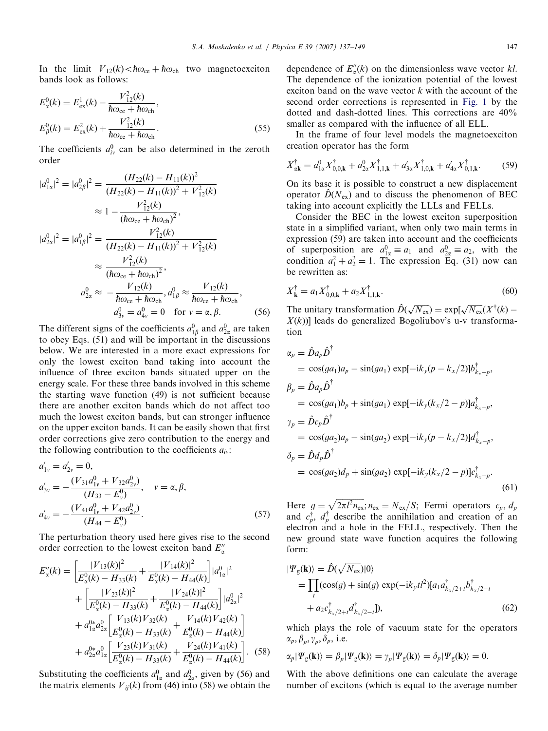In the limit $V_{12}(k) < \hbar\omega_{ce} + \hbar\omega_{ch}$ two magnetoexciton bands look as follows:

$$
\begin{aligned}
E^0_\alpha(k) &= E^1_{ex}(k) - \frac{V^2_{12}(k)}{\hbar\omega_{ce} + \hbar\omega_{ch}},\\
E^0_\beta(k) &= E^2_{ex}(k) + \frac{V^2_{12}(k)}{\hbar\omega_{ce} + \hbar\omega_{ch}}.
\end{aligned}
\tag{55}
$$

The coefficients $a^0_{iv}$ can be also determined in the zeroth order

$$
\begin{aligned}
|a^0_{1\alpha}|^2 = |a^0_{2\beta}|^2 &= \frac{(H_{22}(k) - H_{11}(k))^2}{(H_{22}(k) - H_{11}(k))^2 + V^2_{12}(k)}\\
&\approx 1 - \frac{V^2_{12}(k)}{(\hbar\omega_{ce} + \hbar\omega_{ch})^2},\\
|a^0_{2\alpha}|^2 = |a^0_{1\beta}|^2 &= \frac{V^2_{12}(k)}{(H_{22}(k) - H_{11}(k))^2 + V^2_{12}(k)}\\
&\approx \frac{V^2_{12}(k)}{(\hbar\omega_{ce} + \hbar\omega_{ch})^2},\\
a^0_{2\alpha} \approx -\frac{V_{12}(k)}{\hbar\omega_{ce} + \hbar\omega_{ch}}&, a^0_{1\beta} \approx \frac{V_{12}(k)}{\hbar\omega_{ce} + \hbar\omega_{ch}},\\
a^0_{3v} = a^0_{4v} &= 0 \quad \text{for } v = \alpha, \beta.
\end{aligned}
\tag{56}
$$

The different signs of the coefficients $a^0_{1\beta}$ and $a^0_{2\alpha}$ are taken to obey Eqs. (51) and will be important in the discussions below. We are interested in a more exact expressions for only the lowest exciton band taking into account the influence of three exciton bands situated upper on the energy scale. For these three bands involved in this scheme the starting wave function (49) is not sufficient because there are another exciton bands which do not affect too much the lowest exciton bands, but can stronger influence on the upper exciton bands. It can be easily shown that first order corrections give zero contribution to the energy and the following contribution to the coefficients $a_{iv}$:

$$
\begin{aligned}
a'_{1v} &= a'_{2v} = 0,\\
a'_{3v} &= -\frac{(V_{31}a^0_{1v} + V_{32}a^0_{2v})}{(H_{33} - E^0_v)}, \quad v = \alpha, \beta,\\
a'_{4v} &= -\frac{(V_{41}a^0_{1v} + V_{42}a^0_{2v})}{(H_{44} - E^0_v)}.
\end{aligned}
\tag{57}
$$

The perturbation theory used here gives rise to the second order correction to the lowest exciton band $E''_\alpha$

$$
\begin{aligned}
E''_\alpha(k) &= \left[\frac{|V_{13}(k)|^2}{E^0_\alpha(k) - H_{33}(k)} + \frac{|V_{14}(k)|^2}{E^0_\alpha(k) - H_{44}(k)}\right]|a^0_{1\alpha}|^2\\
&+ \left[\frac{|V_{23}(k)|^2}{E^0_\alpha(k) - H_{33}(k)} + \frac{|V_{24}(k)|^2}{E^0_\alpha(k) - H_{44}(k)}\right]|a^0_{2\alpha}|^2\\
&+ a^{0*}_{1\alpha}a^0_{2\alpha}\left[\frac{V_{13}(k)V_{32}(k)}{E^0_\alpha(k) - H_{33}(k)} + \frac{V_{14}(k)V_{42}(k)}{E^0_\alpha(k) - H_{44}(k)}\right]\\
&+ a^{0*}_{2\alpha}a^0_{1\alpha}\left[\frac{V_{23}(k)V_{31}(k)}{E^0_\alpha(k) - H_{33}(k)} + \frac{V_{24}(k)V_{41}(k)}{E^0_\alpha(k) - H_{44}(k)}\right].
\end{aligned}
\tag{58}
$$

Substituting the coefficients $a^0_{1\alpha}$ and $a^0_{2\alpha}$, given by (56) and the matrix elements $V_{ij}(k)$ from (46) into (58) we obtain the dependence of $E''_\alpha(k)$ on the dimensionless wave vector $kl$. The dependence of the ionization potential of the lowest exciton band on the wave vector $k$ with the account of the second order corrections is represented in Fig. 1 by the dotted and dash-dotted lines. This corrections are 40% smaller as compared with the influence of all ELL.

In the frame of four level models the magnetoexciton creation operator has the form

$$
X^\dagger_{\alpha\mathbf{k}} = a^0_{1\alpha}X^\dagger_{0,0,\mathbf{k}} + a^0_{2\alpha}X^\dagger_{1,1,\mathbf{k}} + a'_{3\alpha}X^\dagger_{1,0,\mathbf{k}} + a'_{4\alpha}X^\dagger_{0,1,\mathbf{k}}.
\tag{59}
$$

On its base it is possible to construct a new displacement operator $\hat{D}(N_{ex})$ and to discuss the phenomenon of BEC taking into account explicitly the LLLs and FELLs.

Consider the BEC in the lowest exciton superposition state in a simplified variant, when only two main terms in expression (59) are taken into account and the coefficients of superposition are $a^0_{1\alpha} \equiv a_1$ and $a^0_{2\alpha} \equiv a_2$, with the condition $a^2_1 + a^2_2 = 1$. The expression Eq. (31) now can be rewritten as:

$$
X^\dagger_{\mathbf{k}} = a_1 X^\dagger_{0,0,\mathbf{k}} + a_2 X^\dagger_{1,1,\mathbf{k}}.
\tag{60}
$$

The unitary transformation $\hat{D}(\sqrt{N_{ex}}) = \exp[\sqrt{N_{ex}}(X^\dagger(k) - X(k))]$ leads do generalized Bogoliubov's u-v transformation

$$
\begin{aligned}
\alpha_p &= \hat{D}a_p\hat{D}^\dagger\\
&= \cos(ga_1)a_p - \sin(ga_1)\exp[-ik_y(p - k_x/2)]b^\dagger_{k_x-p},\\
\beta_p &= \hat{D}a_p\hat{D}^\dagger\\
&= \cos(ga_1)b_p + \sin(ga_1)\exp[-ik_y(k_x/2 - p)]a^\dagger_{k_x-p},\\
\gamma_p &= \hat{D}c_p\hat{D}^\dagger\\
&= \cos(ga_2)a_p - \sin(ga_2)\exp[-ik_y(p - k_x/2)]d^\dagger_{k_x-p},\\
\delta_p &= \hat{D}d_p\hat{D}^\dagger\\
&= \cos(ga_2)d_p + \sin(ga_2)\exp[-ik_y(k_x/2 - p)]c^\dagger_{k_x-p}.
\end{aligned}
\tag{61}
$$

Here $g = \sqrt{2\pi l^2 n_{ex}}; n_{ex} = N_{ex}/S$; Fermi operators $c_p$, $d_p$ and $c^\dagger_p$, $d^\dagger_p$ describe the annihilation and creation of an electron and a hole in the FELL, respectively. Then the new ground state wave function acquires the following form:

$$
\begin{aligned}
|\Psi_g(\mathbf{k})\rangle &= \hat{D}(\sqrt{N_{ex}})|0\rangle\\
&= \prod_t(\cos(g) + \sin(g)\exp(-ik_y t l^2)[a_1 a^\dagger_{k_x/2+t}b^\dagger_{k_x/2-t}\\
&\quad + a_2 c^\dagger_{k_x/2+t}d^\dagger_{k_x/2-t}]),
\end{aligned}
\tag{62}
$$

which plays the role of vacuum state for the operators $\alpha_p, \beta_p, \gamma_p, \delta_p$, i.e.

$$
\alpha_p|\Psi_g(\mathbf{k})\rangle = \beta_p|\Psi_g(\mathbf{k})\rangle = \gamma_p|\Psi_g(\mathbf{k})\rangle = \delta_p|\Psi_g(\mathbf{k})\rangle = 0.
$$

With the above definitions one can calculate the average number of excitons (which is equal to the average number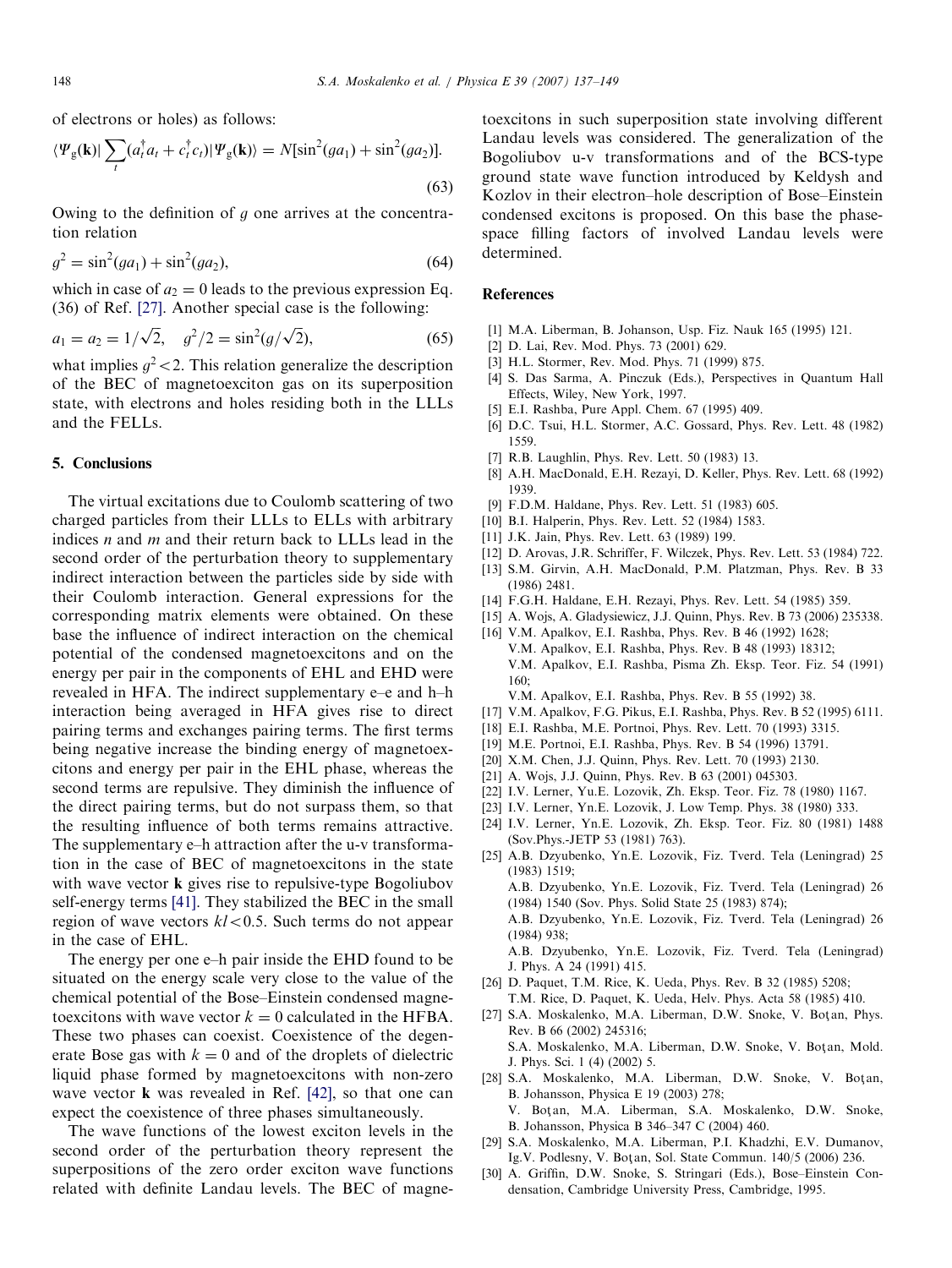of electrons or holes) as follows:

$$\langle \Psi_{\mathrm{g}}(\mathbf{k})| \sum_t (a_t^\dagger a_t + c_t^\dagger c_t)|\Psi_{\mathrm{g}}(\mathbf{k})\rangle = N[\sin^2(ga_1) + \sin^2(ga_2)]. \tag{63}$$

Owing to the definition of $g$ one arrives at the concentration relation

$$g^2 = \sin^2(ga_1) + \sin^2(ga_2), \tag{64}$$

which in case of $a_2 = 0$ leads to the previous expression Eq. (36) of Ref. [27]. Another special case is the following:

$$a_1 = a_2 = 1/\sqrt{2}, \quad g^2/2 = \sin^2(g/\sqrt{2}), \tag{65}$$

what implies $g^2 < 2$. This relation generalize the description of the BEC of magnetoexciton gas on its superposition state, with electrons and holes residing both in the LLLs and the FELLs.

## 5. Conclusions

The virtual excitations due to Coulomb scattering of two charged particles from their LLLs to ELLs with arbitrary indices $n$ and $m$ and their return back to LLLs lead in the second order of the perturbation theory to supplementary indirect interaction between the particles side by side with their Coulomb interaction. General expressions for the corresponding matrix elements were obtained. On these base the influence of indirect interaction on the chemical potential of the condensed magnetoexcitons and on the energy per pair in the components of EHL and EHD were revealed in HFA. The indirect supplementary e–e and h–h interaction being averaged in HFA gives rise to direct pairing terms and exchanges pairing terms. The first terms being negative increase the binding energy of magnetoexcitons and energy per pair in the EHL phase, whereas the second terms are repulsive. They diminish the influence of the direct pairing terms, but do not surpass them, so that the resulting influence of both terms remains attractive. The supplementary e–h attraction after the u-v transformation in the case of BEC of magnetoexcitons in the state with wave vector **k** gives rise to repulsive-type Bogoliubov self-energy terms [41]. They stabilized the BEC in the small region of wave vectors $kl < 0.5$. Such terms do not appear in the case of EHL.

The energy per one e–h pair inside the EHD found to be situated on the energy scale very close to the value of the chemical potential of the Bose–Einstein condensed magnetoexcitons with wave vector $k = 0$ calculated in the HFBA. These two phases can coexist. Coexistence of the degenerate Bose gas with $k = 0$ and of the droplets of dielectric liquid phase formed by magnetoexcitons with non-zero wave vector **k** was revealed in Ref. [42], so that one can expect the coexistence of three phases simultaneously.

The wave functions of the lowest exciton levels in the second order of the perturbation theory represent the superpositions of the zero order exciton wave functions related with definite Landau levels. The BEC of magnetoexcitons in such superposition state involving different Landau levels was considered. The generalization of the Bogoliubov u-v transformations and of the BCS-type ground state wave function introduced by Keldysh and Kozlov in their electron–hole description of Bose–Einstein condensed excitons is proposed. On this base the phase-space filling factors of involved Landau levels were determined.

## References

[1] M.A. Liberman, B. Johanson, Usp. Fiz. Nauk 165 (1995) 121.
[2] D. Lai, Rev. Mod. Phys. 73 (2001) 629.
[3] H.L. Stormer, Rev. Mod. Phys. 71 (1999) 875.
[4] S. Das Sarma, A. Pinczuk (Eds.), Perspectives in Quantum Hall Effects, Wiley, New York, 1997.
[5] E.I. Rashba, Pure Appl. Chem. 67 (1995) 409.
[6] D.C. Tsui, H.L. Stormer, A.C. Gossard, Phys. Rev. Lett. 48 (1982) 1559.
[7] R.B. Laughlin, Phys. Rev. Lett. 50 (1983) 13.
[8] A.H. MacDonald, E.H. Rezayi, D. Keller, Phys. Rev. Lett. 68 (1992) 1939.
[9] F.D.M. Haldane, Phys. Rev. Lett. 51 (1983) 605.
[10] B.I. Halperin, Phys. Rev. Lett. 52 (1984) 1583.
[11] J.K. Jain, Phys. Rev. Lett. 63 (1989) 199.
[12] D. Arovas, J.R. Schriffer, F. Wilczek, Phys. Rev. Lett. 53 (1984) 722.
[13] S.M. Girvin, A.H. MacDonald, P.M. Platzman, Phys. Rev. B 33 (1986) 2481.
[14] F.G.H. Haldane, E.H. Rezayi, Phys. Rev. Lett. 54 (1985) 359.
[15] A. Wojs, A. Gladysiewicz, J.J. Quinn, Phys. Rev. B 73 (2006) 235338.
[16] V.M. Apalkov, E.I. Rashba, Phys. Rev. B 46 (1992) 1628;
V.M. Apalkov, E.I. Rashba, Phys. Rev. B 48 (1993) 18312;
V.M. Apalkov, E.I. Rashba, Pisma Zh. Eksp. Teor. Fiz. 54 (1991) 160;
V.M. Apalkov, E.I. Rashba, Phys. Rev. B 55 (1992) 38.
[17] V.M. Apalkov, F.G. Pikus, E.I. Rashba, Phys. Rev. B 52 (1995) 6111.
[18] E.I. Rashba, M.E. Portnoi, Phys. Rev. Lett. 70 (1993) 3315.
[19] M.E. Portnoi, E.I. Rashba, Phys. Rev. B 54 (1996) 13791.
[20] X.M. Chen, J.J. Quinn, Phys. Rev. Lett. 70 (1993) 2130.
[21] A. Wojs, J.J. Quinn, Phys. Rev. B 63 (2001) 045303.
[22] I.V. Lerner, Yu.E. Lozovik, Zh. Eksp. Teor. Fiz. 78 (1980) 1167.
[23] I.V. Lerner, Yn.E. Lozovik, J. Low Temp. Phys. 38 (1980) 333.
[24] I.V. Lerner, Yn.E. Lozovik, Zh. Eksp. Teor. Fiz. 80 (1981) 1488 (Sov.Phys.-JETP 53 (1981) 763).
[25] A.B. Dzyubenko, Yn.E. Lozovik, Fiz. Tverd. Tela (Leningrad) 25 (1983) 1519;
A.B. Dzyubenko, Yn.E. Lozovik, Fiz. Tverd. Tela (Leningrad) 26 (1984) 1540 (Sov. Phys. Solid State 25 (1983) 874);
A.B. Dzyubenko, Yn.E. Lozovik, Fiz. Tverd. Tela (Leningrad) 26 (1984) 938;
A.B. Dzyubenko, Yn.E. Lozovik, Fiz. Tverd. Tela (Leningrad) J. Phys. A 24 (1991) 415.
[26] D. Paquet, T.M. Rice, K. Ueda, Phys. Rev. B 32 (1985) 5208;
T.M. Rice, D. Paquet, K. Ueda, Helv. Phys. Acta 58 (1985) 410.
[27] S.A. Moskalenko, M.A. Liberman, D.W. Snoke, V. Boţan, Phys. Rev. B 66 (2002) 245316;
S.A. Moskalenko, M.A. Liberman, D.W. Snoke, V. Boţan, Mold. J. Phys. Sci. 1 (4) (2002) 5.
[28] S.A. Moskalenko, M.A. Liberman, D.W. Snoke, V. Boţan, B. Johansson, Physica E 19 (2003) 278;
V. Boţan, M.A. Liberman, S.A. Moskalenko, D.W. Snoke, B. Johansson, Physica B 346–347 C (2004) 460.
[29] S.A. Moskalenko, M.A. Liberman, P.I. Khadzhi, E.V. Dumanov, Ig.V. Podlesny, V. Boţan, Sol. State Commun. 140/5 (2006) 236.
[30] A. Griffin, D.W. Snoke, S. Stringari (Eds.), Bose–Einstein Condensation, Cambridge University Press, Cambridge, 1995.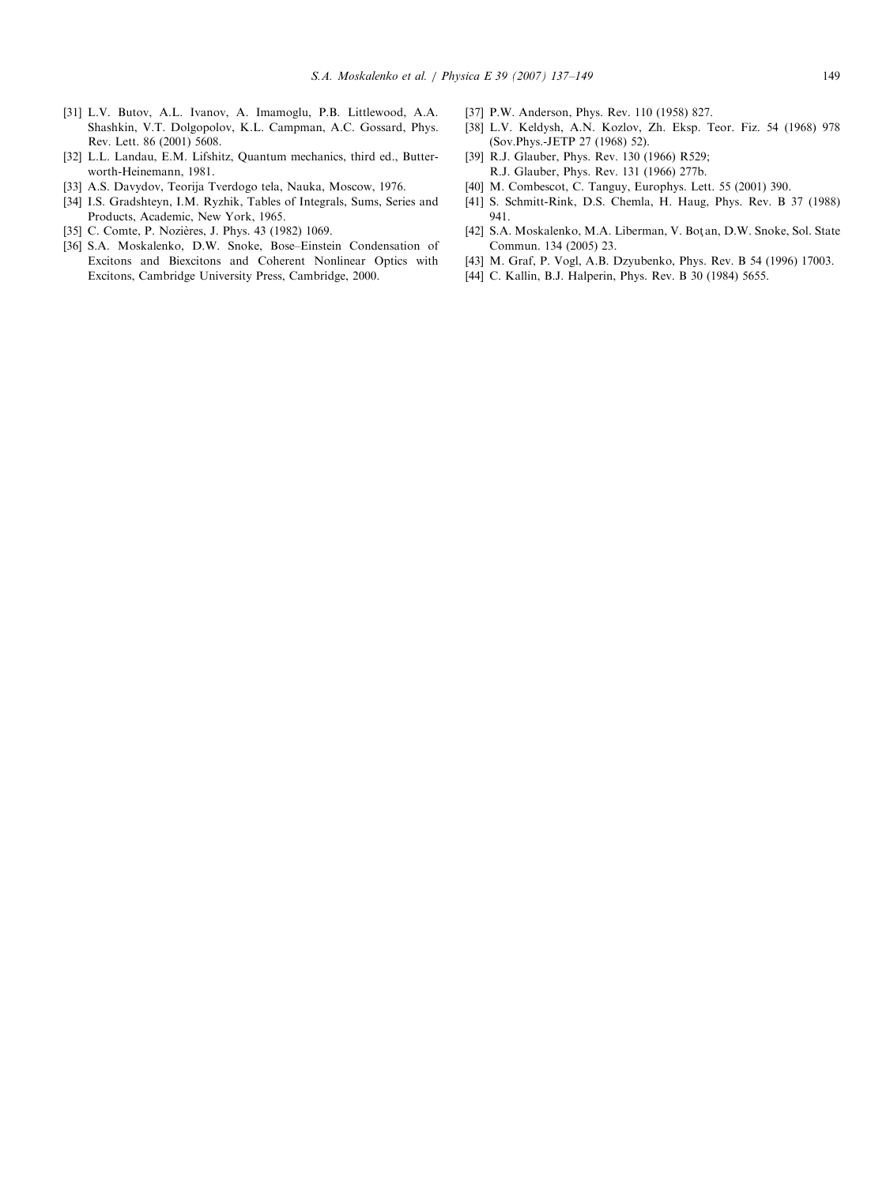[31] L.V. Butov, A.L. Ivanov, A. Imamoglu, P.B. Littlewood, A.A. Shashkin, V.T. Dolgopolov, K.L. Campman, A.C. Gossard, Phys. Rev. Lett. 86 (2001) 5608.

[32] L.L. Landau, E.M. Lifshitz, Quantum mechanics, third ed., Butterworth-Heinemann, 1981.

[33] A.S. Davydov, Teorija Tverdogo tela, Nauka, Moscow, 1976.

[34] I.S. Gradshteyn, I.M. Ryzhik, Tables of Integrals, Sums, Series and Products, Academic, New York, 1965.

[35] C. Comte, P. Nozières, J. Phys. 43 (1982) 1069.

[36] S.A. Moskalenko, D.W. Snoke, Bose–Einstein Condensation of Excitons and Biexcitons and Coherent Nonlinear Optics with Excitons, Cambridge University Press, Cambridge, 2000.

[37] P.W. Anderson, Phys. Rev. 110 (1958) 827.

[38] L.V. Keldysh, A.N. Kozlov, Zh. Eksp. Teor. Fiz. 54 (1968) 978 (Sov.Phys.-JETP 27 (1968) 52).

[39] R.J. Glauber, Phys. Rev. 130 (1966) R529;
R.J. Glauber, Phys. Rev. 131 (1966) 277b.

[40] M. Combescot, C. Tanguy, Europhys. Lett. 55 (2001) 390.

[41] S. Schmitt-Rink, D.S. Chemla, H. Haug, Phys. Rev. B 37 (1988) 941.

[42] S.A. Moskalenko, M.A. Liberman, V. Boţan, D.W. Snoke, Sol. State Commun. 134 (2005) 23.

[43] M. Graf, P. Vogl, A.B. Dzyubenko, Phys. Rev. B 54 (1996) 17003.

[44] C. Kallin, B.J. Halperin, Phys. Rev. B 30 (1984) 5655.